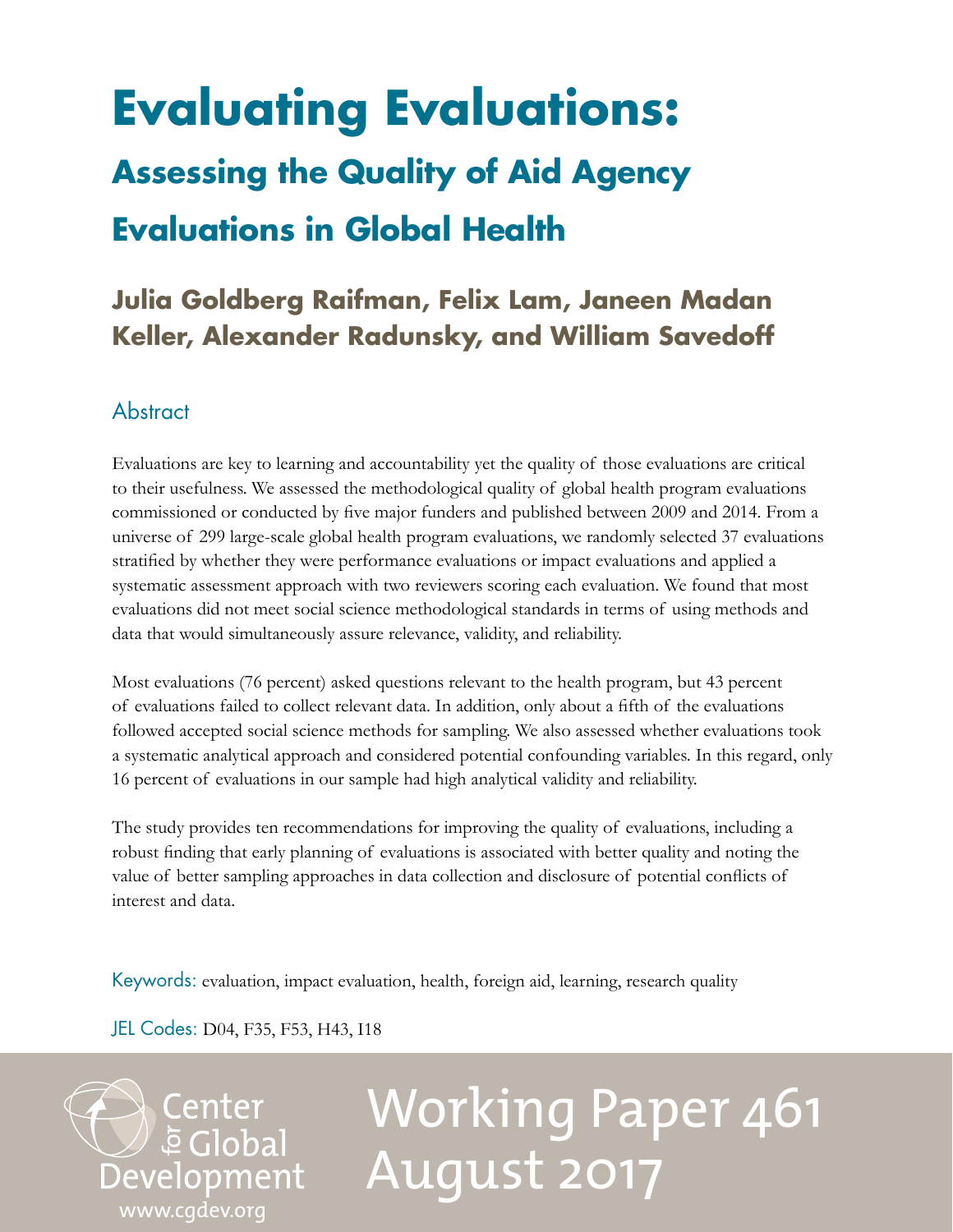# Evaluating Evaluations:

## Assessing the Quality of Aid Agency Evaluations in Global Health

**Julia Goldberg Raifman, Felix Lam, Janeen Madan Keller, Alexander Radunsky, and William Savedoff**

### Abstract

Evaluations are key to learning and accountability yet the quality of those evaluations are critical to their usefulness. We assessed the methodological quality of global health program evaluations commissioned or conducted by five major funders and published between 2009 and 2014. From a universe of 299 large-scale global health program evaluations, we randomly selected 37 evaluations stratified by whether they were performance evaluations or impact evaluations and applied a systematic assessment approach with two reviewers scoring each evaluation. We found that most evaluations did not meet social science methodological standards in terms of using methods and data that would simultaneously assure relevance, validity, and reliability.

Most evaluations (76 percent) asked questions relevant to the health program, but 43 percent of evaluations failed to collect relevant data. In addition, only about a fifth of the evaluations followed accepted social science methods for sampling. We also assessed whether evaluations took a systematic analytical approach and considered potential confounding variables. In this regard, only 16 percent of evaluations in our sample had high analytical validity and reliability.

The study provides ten recommendations for improving the quality of evaluations, including a robust finding that early planning of evaluations is associated with better quality and noting the value of better sampling approaches in data collection and disclosure of potential conflicts of interest and data.

Keywords: evaluation, impact evaluation, health, foreign aid, learning, research quality

JEL Codes: D04, F35, F53, H43, I18

Center for Global Development
www.cgdev.org

Working Paper 461
August 2017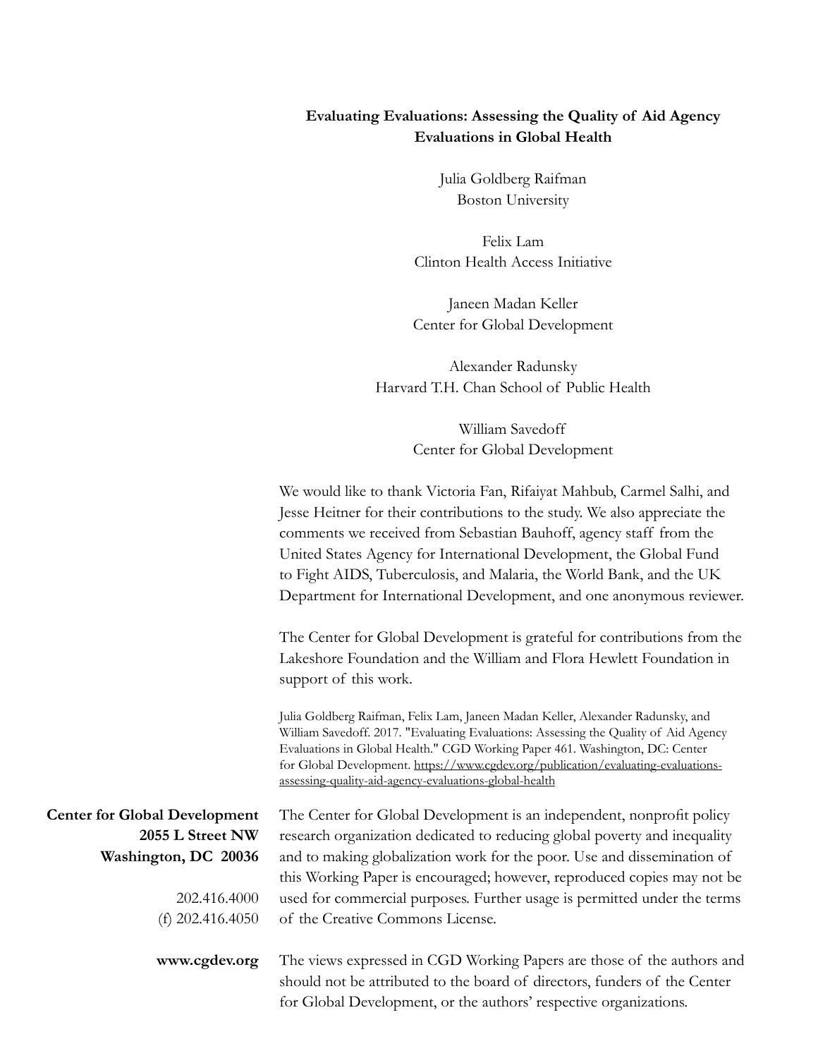**Evaluating Evaluations: Assessing the Quality of Aid Agency Evaluations in Global Health**

Julia Goldberg Raifman
Boston University

Felix Lam
Clinton Health Access Initiative

Janeen Madan Keller
Center for Global Development

Alexander Radunsky
Harvard T.H. Chan School of Public Health

William Savedoff
Center for Global Development

We would like to thank Victoria Fan, Rifaiyat Mahbub, Carmel Salhi, and Jesse Heitner for their contributions to the study. We also appreciate the comments we received from Sebastian Bauhoff, agency staff from the United States Agency for International Development, the Global Fund to Fight AIDS, Tuberculosis, and Malaria, the World Bank, and the UK Department for International Development, and one anonymous reviewer.

The Center for Global Development is grateful for contributions from the Lakeshore Foundation and the William and Flora Hewlett Foundation in support of this work.

Julia Goldberg Raifman, Felix Lam, Janeen Madan Keller, Alexander Radunsky, and William Savedoff. 2017. "Evaluating Evaluations: Assessing the Quality of Aid Agency Evaluations in Global Health." CGD Working Paper 461. Washington, DC: Center for Global Development. https://www.cgdev.org/publication/evaluating-evaluations-assessing-quality-aid-agency-evaluations-global-health

**Center for Global Development**
**2055 L Street NW**
**Washington, DC 20036**

202.416.4000
(f) 202.416.4050

**www.cgdev.org**

The Center for Global Development is an independent, nonprofit policy research organization dedicated to reducing global poverty and inequality and to making globalization work for the poor. Use and dissemination of this Working Paper is encouraged; however, reproduced copies may not be used for commercial purposes. Further usage is permitted under the terms of the Creative Commons License.

The views expressed in CGD Working Papers are those of the authors and should not be attributed to the board of directors, funders of the Center for Global Development, or the authors' respective organizations.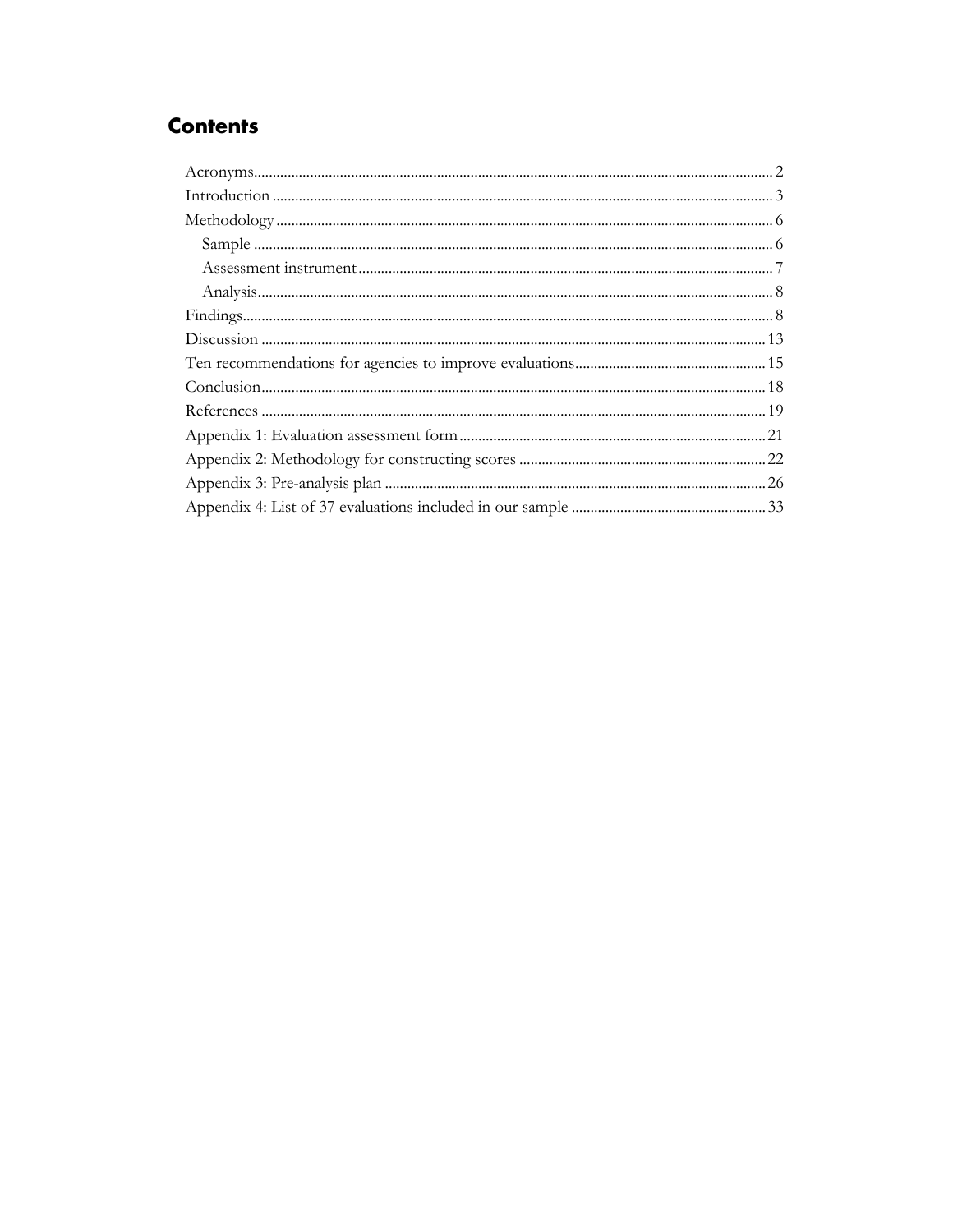# Contents

- Acronyms ... 2
- Introduction ... 3
- Methodology ... 6
  - Sample ... 6
  - Assessment instrument ... 7
  - Analysis ... 8
- Findings ... 8
- Discussion ... 13
- Ten recommendations for agencies to improve evaluations ... 15
- Conclusion ... 18
- References ... 19
- Appendix 1: Evaluation assessment form ... 21
- Appendix 2: Methodology for constructing scores ... 22
- Appendix 3: Pre-analysis plan ... 26
- Appendix 4: List of 37 evaluations included in our sample ... 33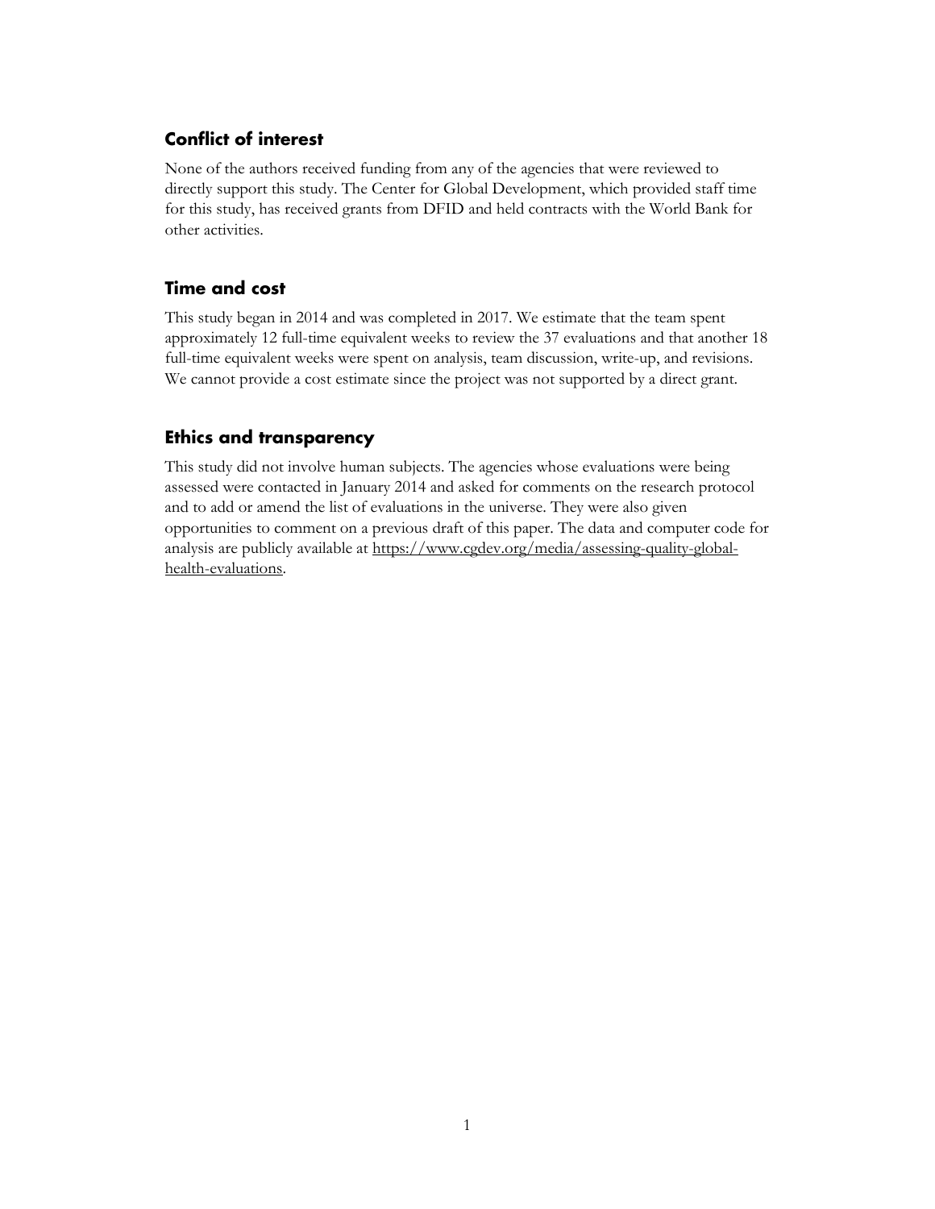## Conflict of interest

None of the authors received funding from any of the agencies that were reviewed to directly support this study. The Center for Global Development, which provided staff time for this study, has received grants from DFID and held contracts with the World Bank for other activities.

## Time and cost

This study began in 2014 and was completed in 2017. We estimate that the team spent approximately 12 full-time equivalent weeks to review the 37 evaluations and that another 18 full-time equivalent weeks were spent on analysis, team discussion, write-up, and revisions. We cannot provide a cost estimate since the project was not supported by a direct grant.

## Ethics and transparency

This study did not involve human subjects. The agencies whose evaluations were being assessed were contacted in January 2014 and asked for comments on the research protocol and to add or amend the list of evaluations in the universe. They were also given opportunities to comment on a previous draft of this paper. The data and computer code for analysis are publicly available at https://www.cgdev.org/media/assessing-quality-global-health-evaluations.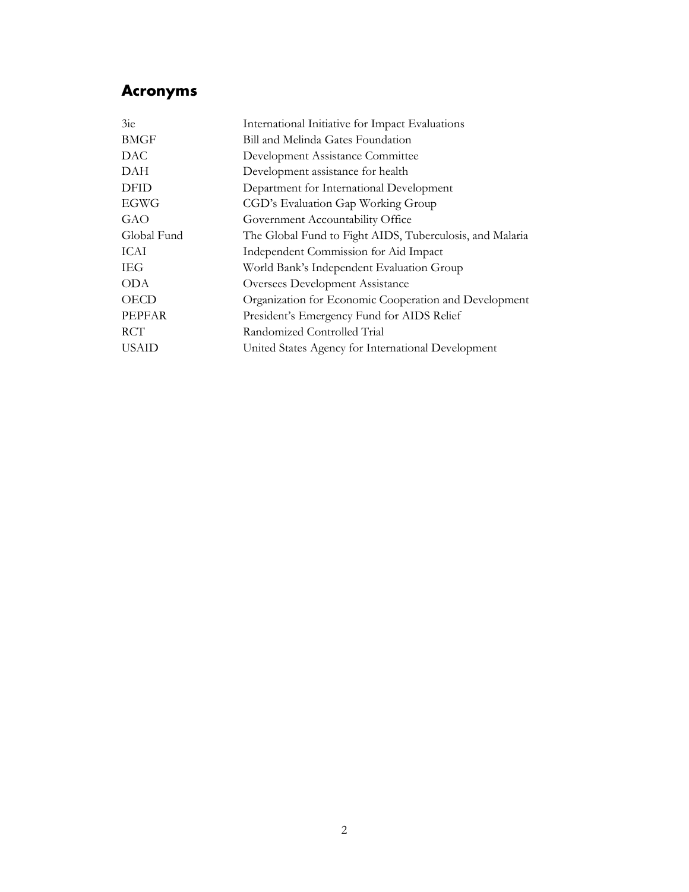## Acronyms

| | |
|---|---|
| 3ie | International Initiative for Impact Evaluations |
| BMGF | Bill and Melinda Gates Foundation |
| DAC | Development Assistance Committee |
| DAH | Development assistance for health |
| DFID | Department for International Development |
| EGWG | CGD's Evaluation Gap Working Group |
| GAO | Government Accountability Office |
| Global Fund | The Global Fund to Fight AIDS, Tuberculosis, and Malaria |
| ICAI | Independent Commission for Aid Impact |
| IEG | World Bank's Independent Evaluation Group |
| ODA | Oversees Development Assistance |
| OECD | Organization for Economic Cooperation and Development |
| PEPFAR | President's Emergency Fund for AIDS Relief |
| RCT | Randomized Controlled Trial |
| USAID | United States Agency for International Development |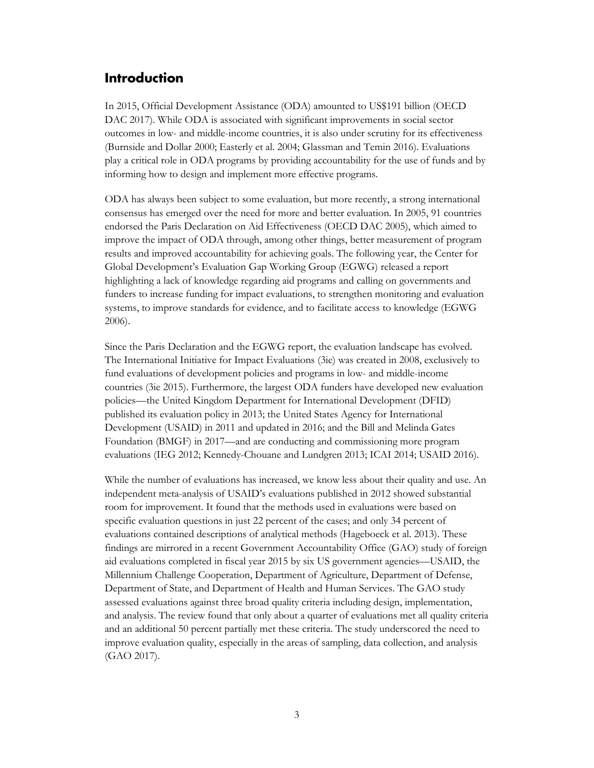## Introduction

In 2015, Official Development Assistance (ODA) amounted to US$191 billion (OECD DAC 2017). While ODA is associated with significant improvements in social sector outcomes in low- and middle-income countries, it is also under scrutiny for its effectiveness (Burnside and Dollar 2000; Easterly et al. 2004; Glassman and Temin 2016). Evaluations play a critical role in ODA programs by providing accountability for the use of funds and by informing how to design and implement more effective programs.

ODA has always been subject to some evaluation, but more recently, a strong international consensus has emerged over the need for more and better evaluation. In 2005, 91 countries endorsed the Paris Declaration on Aid Effectiveness (OECD DAC 2005), which aimed to improve the impact of ODA through, among other things, better measurement of program results and improved accountability for achieving goals. The following year, the Center for Global Development's Evaluation Gap Working Group (EGWG) released a report highlighting a lack of knowledge regarding aid programs and calling on governments and funders to increase funding for impact evaluations, to strengthen monitoring and evaluation systems, to improve standards for evidence, and to facilitate access to knowledge (EGWG 2006).

Since the Paris Declaration and the EGWG report, the evaluation landscape has evolved. The International Initiative for Impact Evaluations (3ie) was created in 2008, exclusively to fund evaluations of development policies and programs in low- and middle-income countries (3ie 2015). Furthermore, the largest ODA funders have developed new evaluation policies—the United Kingdom Department for International Development (DFID) published its evaluation policy in 2013; the United States Agency for International Development (USAID) in 2011 and updated in 2016; and the Bill and Melinda Gates Foundation (BMGF) in 2017—and are conducting and commissioning more program evaluations (IEG 2012; Kennedy-Chouane and Lundgren 2013; ICAI 2014; USAID 2016).

While the number of evaluations has increased, we know less about their quality and use. An independent meta-analysis of USAID's evaluations published in 2012 showed substantial room for improvement. It found that the methods used in evaluations were based on specific evaluation questions in just 22 percent of the cases; and only 34 percent of evaluations contained descriptions of analytical methods (Hageboeck et al. 2013). These findings are mirrored in a recent Government Accountability Office (GAO) study of foreign aid evaluations completed in fiscal year 2015 by six US government agencies—USAID, the Millennium Challenge Cooperation, Department of Agriculture, Department of Defense, Department of State, and Department of Health and Human Services. The GAO study assessed evaluations against three broad quality criteria including design, implementation, and analysis. The review found that only about a quarter of evaluations met all quality criteria and an additional 50 percent partially met these criteria. The study underscored the need to improve evaluation quality, especially in the areas of sampling, data collection, and analysis (GAO 2017).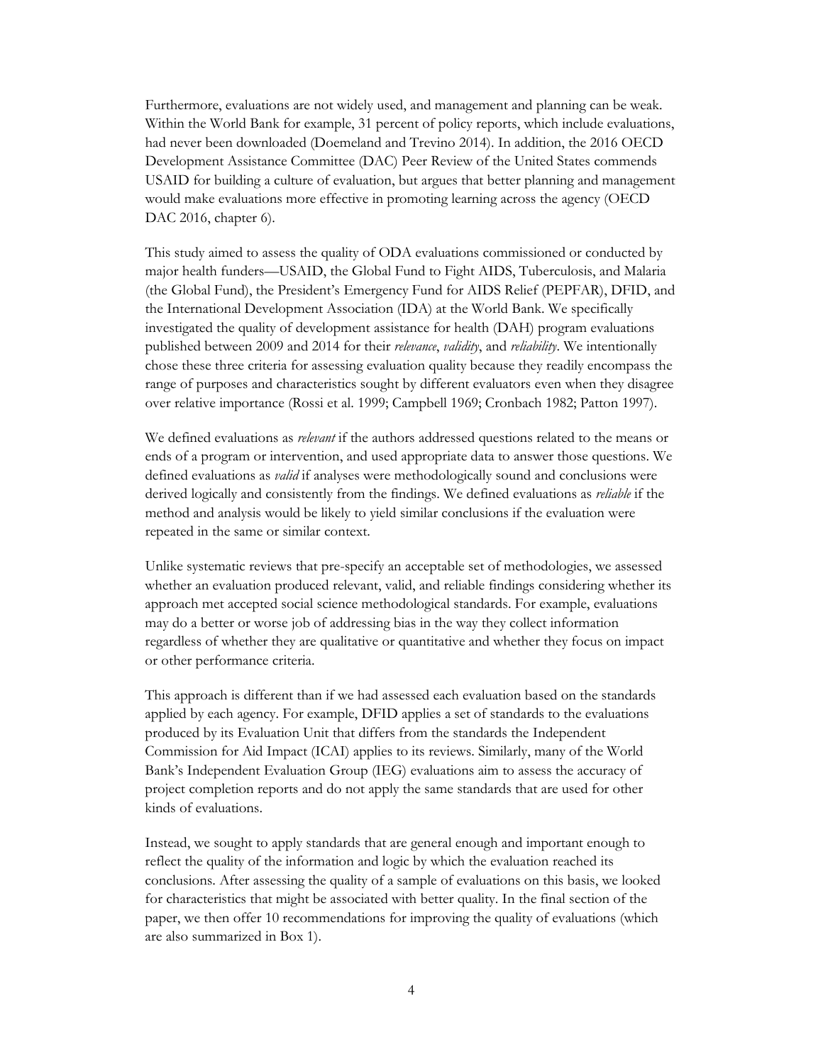Furthermore, evaluations are not widely used, and management and planning can be weak. Within the World Bank for example, 31 percent of policy reports, which include evaluations, had never been downloaded (Doemeland and Trevino 2014). In addition, the 2016 OECD Development Assistance Committee (DAC) Peer Review of the United States commends USAID for building a culture of evaluation, but argues that better planning and management would make evaluations more effective in promoting learning across the agency (OECD DAC 2016, chapter 6).

This study aimed to assess the quality of ODA evaluations commissioned or conducted by major health funders—USAID, the Global Fund to Fight AIDS, Tuberculosis, and Malaria (the Global Fund), the President's Emergency Fund for AIDS Relief (PEPFAR), DFID, and the International Development Association (IDA) at the World Bank. We specifically investigated the quality of development assistance for health (DAH) program evaluations published between 2009 and 2014 for their *relevance*, *validity*, and *reliability*. We intentionally chose these three criteria for assessing evaluation quality because they readily encompass the range of purposes and characteristics sought by different evaluators even when they disagree over relative importance (Rossi et al. 1999; Campbell 1969; Cronbach 1982; Patton 1997).

We defined evaluations as *relevant* if the authors addressed questions related to the means or ends of a program or intervention, and used appropriate data to answer those questions. We defined evaluations as *valid* if analyses were methodologically sound and conclusions were derived logically and consistently from the findings. We defined evaluations as *reliable* if the method and analysis would be likely to yield similar conclusions if the evaluation were repeated in the same or similar context.

Unlike systematic reviews that pre-specify an acceptable set of methodologies, we assessed whether an evaluation produced relevant, valid, and reliable findings considering whether its approach met accepted social science methodological standards. For example, evaluations may do a better or worse job of addressing bias in the way they collect information regardless of whether they are qualitative or quantitative and whether they focus on impact or other performance criteria.

This approach is different than if we had assessed each evaluation based on the standards applied by each agency. For example, DFID applies a set of standards to the evaluations produced by its Evaluation Unit that differs from the standards the Independent Commission for Aid Impact (ICAI) applies to its reviews. Similarly, many of the World Bank's Independent Evaluation Group (IEG) evaluations aim to assess the accuracy of project completion reports and do not apply the same standards that are used for other kinds of evaluations.

Instead, we sought to apply standards that are general enough and important enough to reflect the quality of the information and logic by which the evaluation reached its conclusions. After assessing the quality of a sample of evaluations on this basis, we looked for characteristics that might be associated with better quality. In the final section of the paper, we then offer 10 recommendations for improving the quality of evaluations (which are also summarized in Box 1).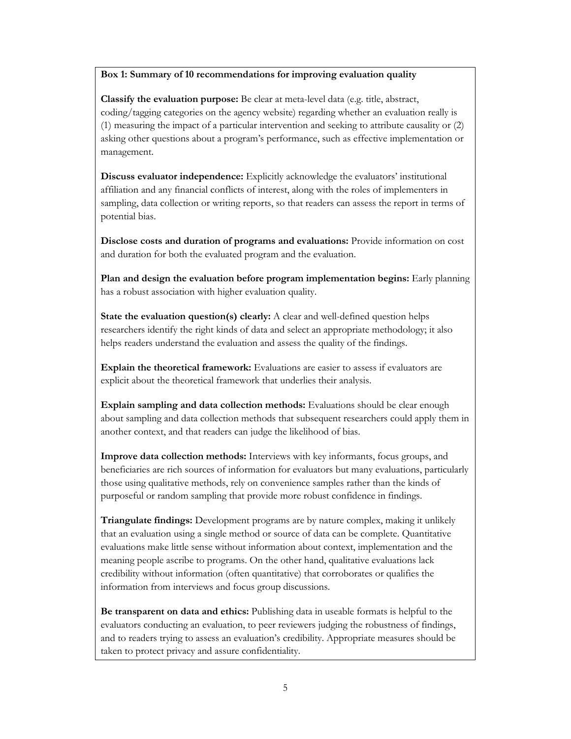**Box 1: Summary of 10 recommendations for improving evaluation quality**

**Classify the evaluation purpose:** Be clear at meta-level data (e.g. title, abstract, coding/tagging categories on the agency website) regarding whether an evaluation really is (1) measuring the impact of a particular intervention and seeking to attribute causality or (2) asking other questions about a program's performance, such as effective implementation or management.

**Discuss evaluator independence:** Explicitly acknowledge the evaluators' institutional affiliation and any financial conflicts of interest, along with the roles of implementers in sampling, data collection or writing reports, so that readers can assess the report in terms of potential bias.

**Disclose costs and duration of programs and evaluations:** Provide information on cost and duration for both the evaluated program and the evaluation.

**Plan and design the evaluation before program implementation begins:** Early planning has a robust association with higher evaluation quality.

**State the evaluation question(s) clearly:** A clear and well-defined question helps researchers identify the right kinds of data and select an appropriate methodology; it also helps readers understand the evaluation and assess the quality of the findings.

**Explain the theoretical framework:** Evaluations are easier to assess if evaluators are explicit about the theoretical framework that underlies their analysis.

**Explain sampling and data collection methods:** Evaluations should be clear enough about sampling and data collection methods that subsequent researchers could apply them in another context, and that readers can judge the likelihood of bias.

**Improve data collection methods:** Interviews with key informants, focus groups, and beneficiaries are rich sources of information for evaluators but many evaluations, particularly those using qualitative methods, rely on convenience samples rather than the kinds of purposeful or random sampling that provide more robust confidence in findings.

**Triangulate findings:** Development programs are by nature complex, making it unlikely that an evaluation using a single method or source of data can be complete. Quantitative evaluations make little sense without information about context, implementation and the meaning people ascribe to programs. On the other hand, qualitative evaluations lack credibility without information (often quantitative) that corroborates or qualifies the information from interviews and focus group discussions.

**Be transparent on data and ethics:** Publishing data in useable formats is helpful to the evaluators conducting an evaluation, to peer reviewers judging the robustness of findings, and to readers trying to assess an evaluation's credibility. Appropriate measures should be taken to protect privacy and assure confidentiality.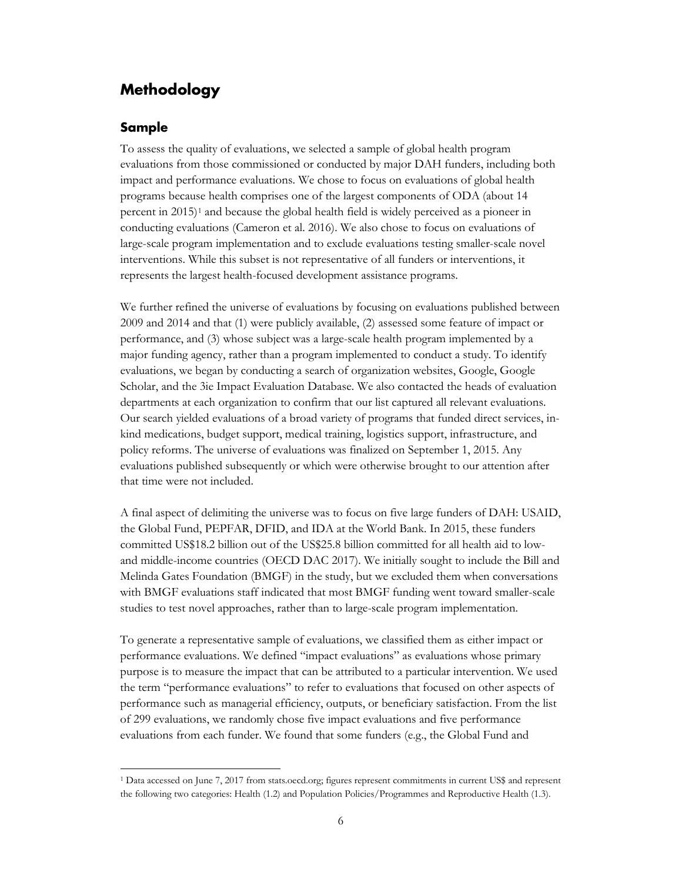## Methodology

### Sample

To assess the quality of evaluations, we selected a sample of global health program evaluations from those commissioned or conducted by major DAH funders, including both impact and performance evaluations. We chose to focus on evaluations of global health programs because health comprises one of the largest components of ODA (about 14 percent in 2015)[1] and because the global health field is widely perceived as a pioneer in conducting evaluations (Cameron et al. 2016). We also chose to focus on evaluations of large-scale program implementation and to exclude evaluations testing smaller-scale novel interventions. While this subset is not representative of all funders or interventions, it represents the largest health-focused development assistance programs.

We further refined the universe of evaluations by focusing on evaluations published between 2009 and 2014 and that (1) were publicly available, (2) assessed some feature of impact or performance, and (3) whose subject was a large-scale health program implemented by a major funding agency, rather than a program implemented to conduct a study. To identify evaluations, we began by conducting a search of organization websites, Google, Google Scholar, and the 3ie Impact Evaluation Database. We also contacted the heads of evaluation departments at each organization to confirm that our list captured all relevant evaluations. Our search yielded evaluations of a broad variety of programs that funded direct services, in-kind medications, budget support, medical training, logistics support, infrastructure, and policy reforms. The universe of evaluations was finalized on September 1, 2015. Any evaluations published subsequently or which were otherwise brought to our attention after that time were not included.

A final aspect of delimiting the universe was to focus on five large funders of DAH: USAID, the Global Fund, PEPFAR, DFID, and IDA at the World Bank. In 2015, these funders committed US$18.2 billion out of the US$25.8 billion committed for all health aid to low- and middle-income countries (OECD DAC 2017). We initially sought to include the Bill and Melinda Gates Foundation (BMGF) in the study, but we excluded them when conversations with BMGF evaluations staff indicated that most BMGF funding went toward smaller-scale studies to test novel approaches, rather than to large-scale program implementation.

To generate a representative sample of evaluations, we classified them as either impact or performance evaluations. We defined "impact evaluations" as evaluations whose primary purpose is to measure the impact that can be attributed to a particular intervention. We used the term "performance evaluations" to refer to evaluations that focused on other aspects of performance such as managerial efficiency, outputs, or beneficiary satisfaction. From the list of 299 evaluations, we randomly chose five impact evaluations and five performance evaluations from each funder. We found that some funders (e.g., the Global Fund and

[1] Data accessed on June 7, 2017 from stats.oecd.org; figures represent commitments in current US$ and represent the following two categories: Health (1.2) and Population Policies/Programmes and Reproductive Health (1.3).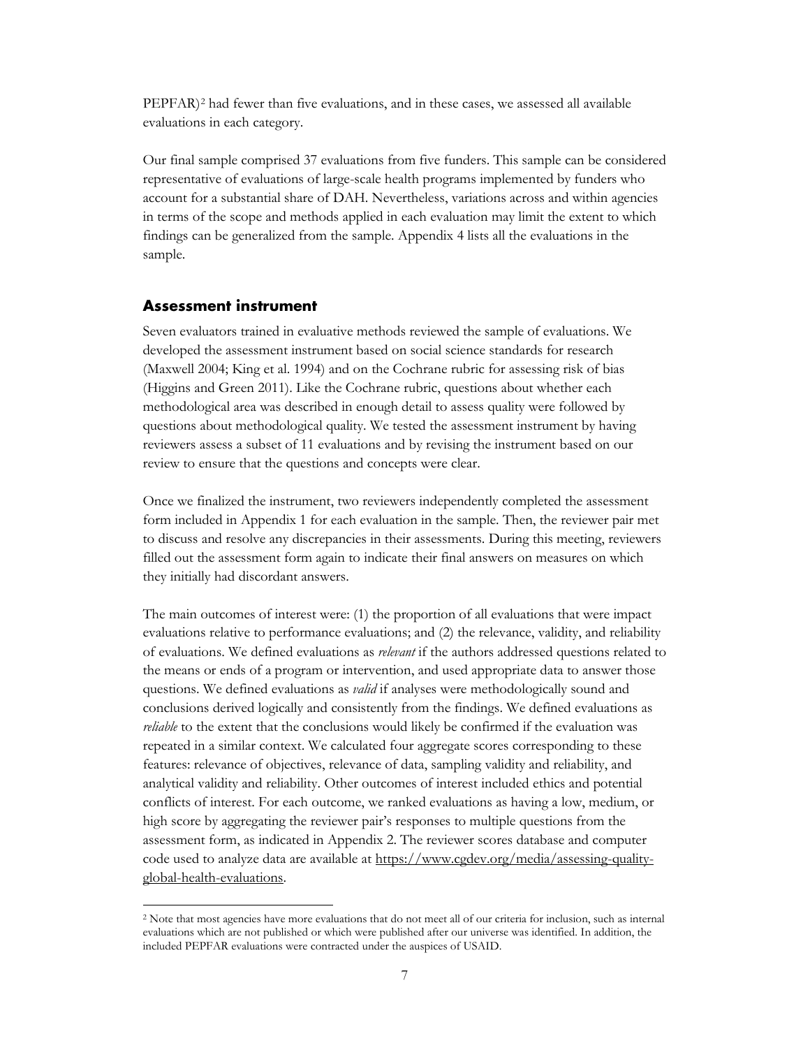PEPFAR)[2] had fewer than five evaluations, and in these cases, we assessed all available evaluations in each category.

Our final sample comprised 37 evaluations from five funders. This sample can be considered representative of evaluations of large-scale health programs implemented by funders who account for a substantial share of DAH. Nevertheless, variations across and within agencies in terms of the scope and methods applied in each evaluation may limit the extent to which findings can be generalized from the sample. Appendix 4 lists all the evaluations in the sample.

## Assessment instrument

Seven evaluators trained in evaluative methods reviewed the sample of evaluations. We developed the assessment instrument based on social science standards for research (Maxwell 2004; King et al. 1994) and on the Cochrane rubric for assessing risk of bias (Higgins and Green 2011). Like the Cochrane rubric, questions about whether each methodological area was described in enough detail to assess quality were followed by questions about methodological quality. We tested the assessment instrument by having reviewers assess a subset of 11 evaluations and by revising the instrument based on our review to ensure that the questions and concepts were clear.

Once we finalized the instrument, two reviewers independently completed the assessment form included in Appendix 1 for each evaluation in the sample. Then, the reviewer pair met to discuss and resolve any discrepancies in their assessments. During this meeting, reviewers filled out the assessment form again to indicate their final answers on measures on which they initially had discordant answers.

The main outcomes of interest were: (1) the proportion of all evaluations that were impact evaluations relative to performance evaluations; and (2) the relevance, validity, and reliability of evaluations. We defined evaluations as *relevant* if the authors addressed questions related to the means or ends of a program or intervention, and used appropriate data to answer those questions. We defined evaluations as *valid* if analyses were methodologically sound and conclusions derived logically and consistently from the findings. We defined evaluations as *reliable* to the extent that the conclusions would likely be confirmed if the evaluation was repeated in a similar context. We calculated four aggregate scores corresponding to these features: relevance of objectives, relevance of data, sampling validity and reliability, and analytical validity and reliability. Other outcomes of interest included ethics and potential conflicts of interest. For each outcome, we ranked evaluations as having a low, medium, or high score by aggregating the reviewer pair's responses to multiple questions from the assessment form, as indicated in Appendix 2. The reviewer scores database and computer code used to analyze data are available at https://www.cgdev.org/media/assessing-quality-global-health-evaluations.

[2] Note that most agencies have more evaluations that do not meet all of our criteria for inclusion, such as internal evaluations which are not published or which were published after our universe was identified. In addition, the included PEPFAR evaluations were contracted under the auspices of USAID.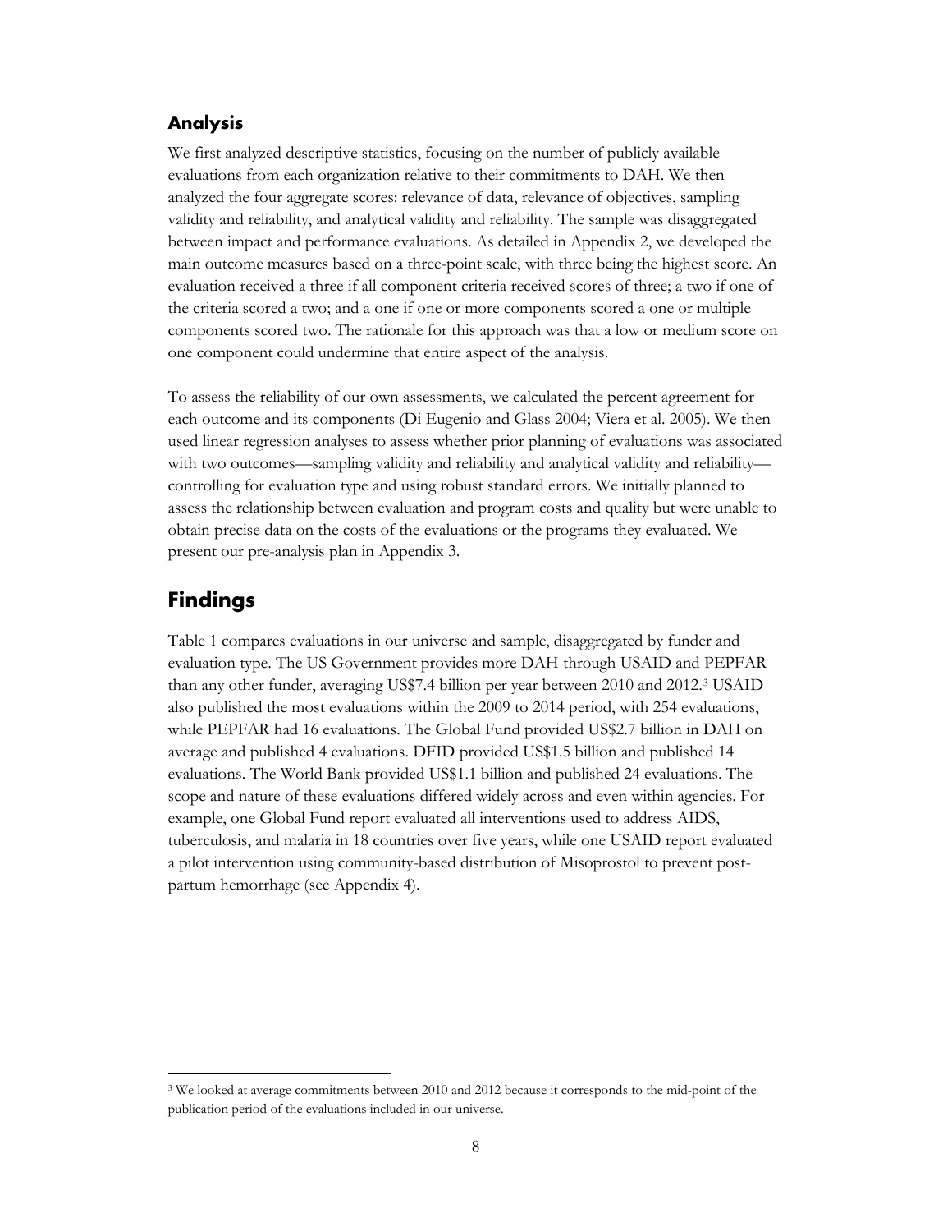### Analysis

We first analyzed descriptive statistics, focusing on the number of publicly available evaluations from each organization relative to their commitments to DAH. We then analyzed the four aggregate scores: relevance of data, relevance of objectives, sampling validity and reliability, and analytical validity and reliability. The sample was disaggregated between impact and performance evaluations. As detailed in Appendix 2, we developed the main outcome measures based on a three-point scale, with three being the highest score. An evaluation received a three if all component criteria received scores of three; a two if one of the criteria scored a two; and a one if one or more components scored a one or multiple components scored two. The rationale for this approach was that a low or medium score on one component could undermine that entire aspect of the analysis.

To assess the reliability of our own assessments, we calculated the percent agreement for each outcome and its components (Di Eugenio and Glass 2004; Viera et al. 2005). We then used linear regression analyses to assess whether prior planning of evaluations was associated with two outcomes—sampling validity and reliability and analytical validity and reliability—controlling for evaluation type and using robust standard errors. We initially planned to assess the relationship between evaluation and program costs and quality but were unable to obtain precise data on the costs of the evaluations or the programs they evaluated. We present our pre-analysis plan in Appendix 3.

## Findings

Table 1 compares evaluations in our universe and sample, disaggregated by funder and evaluation type. The US Government provides more DAH through USAID and PEPFAR than any other funder, averaging US$7.4 billion per year between 2010 and 2012.[3] USAID also published the most evaluations within the 2009 to 2014 period, with 254 evaluations, while PEPFAR had 16 evaluations. The Global Fund provided US$2.7 billion in DAH on average and published 4 evaluations. DFID provided US$1.5 billion and published 14 evaluations. The World Bank provided US$1.1 billion and published 24 evaluations. The scope and nature of these evaluations differed widely across and even within agencies. For example, one Global Fund report evaluated all interventions used to address AIDS, tuberculosis, and malaria in 18 countries over five years, while one USAID report evaluated a pilot intervention using community-based distribution of Misoprostol to prevent post-partum hemorrhage (see Appendix 4).

[3] We looked at average commitments between 2010 and 2012 because it corresponds to the mid-point of the publication period of the evaluations included in our universe.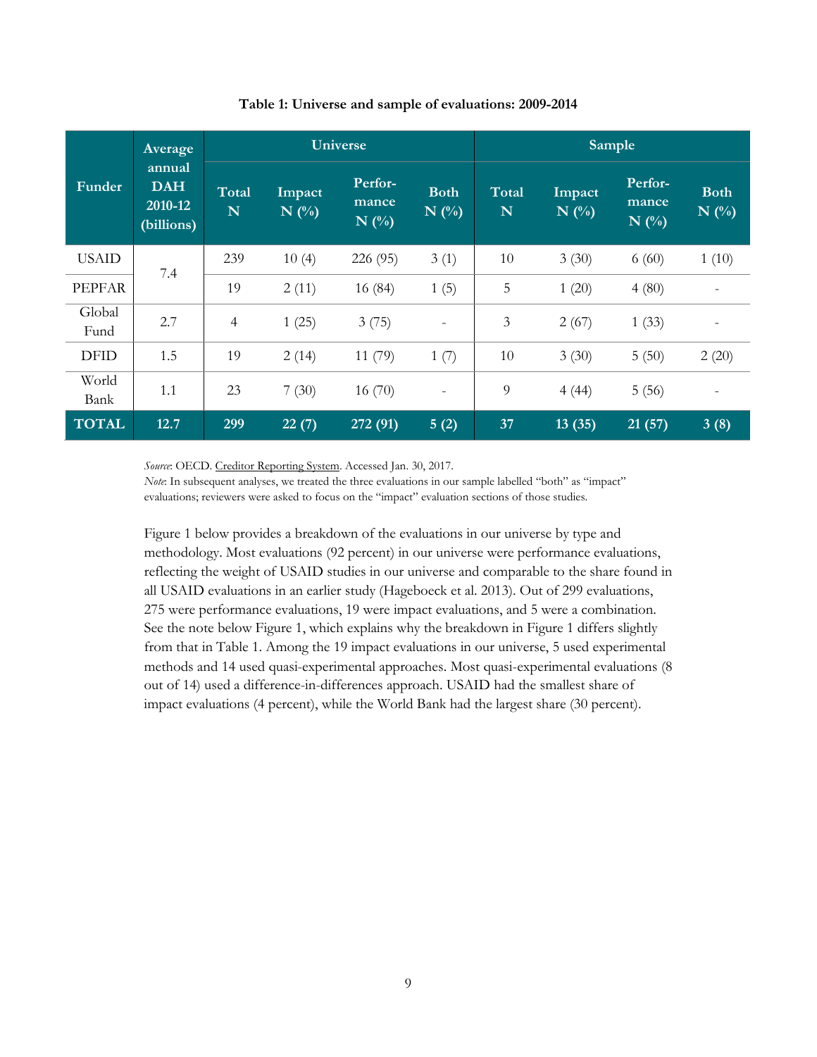**Table 1: Universe and sample of evaluations: 2009-2014**

| Funder | Average annual DAH 2010-12 (billions) | Universe | | | | Sample | | | |
|---|---|---|---|---|---|---|---|---|---|
| | | Total N | Impact N (%) | Performance N (%) | Both N (%) | Total N | Impact N (%) | Performance N (%) | Both N (%) |
| USAID | 7.4 | 239 | 10 (4) | 226 (95) | 3 (1) | 10 | 3 (30) | 6 (60) | 1 (10) |
| PEPFAR | | 19 | 2 (11) | 16 (84) | 1 (5) | 5 | 1 (20) | 4 (80) | - |
| Global Fund | 2.7 | 4 | 1 (25) | 3 (75) | - | 3 | 2 (67) | 1 (33) | - |
| DFID | 1.5 | 19 | 2 (14) | 11 (79) | 1 (7) | 10 | 3 (30) | 5 (50) | 2 (20) |
| World Bank | 1.1 | 23 | 7 (30) | 16 (70) | - | 9 | 4 (44) | 5 (56) | - |
| **TOTAL** | **12.7** | **299** | **22 (7)** | **272 (91)** | **5 (2)** | **37** | **13 (35)** | **21 (57)** | **3 (8)** |

*Source*: OECD. Creditor Reporting System. Accessed Jan. 30, 2017.
*Note*: In subsequent analyses, we treated the three evaluations in our sample labelled "both" as "impact" evaluations; reviewers were asked to focus on the "impact" evaluation sections of those studies.

Figure 1 below provides a breakdown of the evaluations in our universe by type and methodology. Most evaluations (92 percent) in our universe were performance evaluations, reflecting the weight of USAID studies in our universe and comparable to the share found in all USAID evaluations in an earlier study (Hageboeck et al. 2013). Out of 299 evaluations, 275 were performance evaluations, 19 were impact evaluations, and 5 were a combination. See the note below Figure 1, which explains why the breakdown in Figure 1 differs slightly from that in Table 1. Among the 19 impact evaluations in our universe, 5 used experimental methods and 14 used quasi-experimental approaches. Most quasi-experimental evaluations (8 out of 14) used a difference-in-differences approach. USAID had the smallest share of impact evaluations (4 percent), while the World Bank had the largest share (30 percent).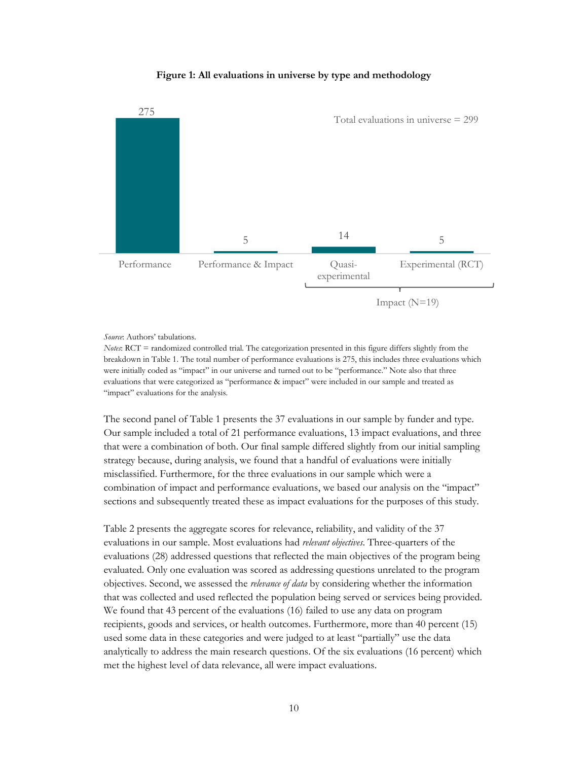**Figure 1: All evaluations in universe by type and methodology**

| Type | Number |
|---|---|
| Performance | 275 |
| Performance & Impact | 5 |
| Quasi-experimental | 14 |
| Experimental (RCT) | 5 |

Impact (N=19)

Total evaluations in universe = 299

*Source*: Authors' tabulations.

*Notes*: RCT = randomized controlled trial. The categorization presented in this figure differs slightly from the breakdown in Table 1. The total number of performance evaluations is 275, this includes three evaluations which were initially coded as "impact" in our universe and turned out to be "performance." Note also that three evaluations that were categorized as "performance & impact" were included in our sample and treated as "impact" evaluations for the analysis.

The second panel of Table 1 presents the 37 evaluations in our sample by funder and type. Our sample included a total of 21 performance evaluations, 13 impact evaluations, and three that were a combination of both. Our final sample differed slightly from our initial sampling strategy because, during analysis, we found that a handful of evaluations were initially misclassified. Furthermore, for the three evaluations in our sample which were a combination of impact and performance evaluations, we based our analysis on the "impact" sections and subsequently treated these as impact evaluations for the purposes of this study.

Table 2 presents the aggregate scores for relevance, reliability, and validity of the 37 evaluations in our sample. Most evaluations had *relevant objectives*. Three-quarters of the evaluations (28) addressed questions that reflected the main objectives of the program being evaluated. Only one evaluation was scored as addressing questions unrelated to the program objectives. Second, we assessed the *relevance of data* by considering whether the information that was collected and used reflected the population being served or services being provided. We found that 43 percent of the evaluations (16) failed to use any data on program recipients, goods and services, or health outcomes. Furthermore, more than 40 percent (15) used some data in these categories and were judged to at least "partially" use the data analytically to address the main research questions. Of the six evaluations (16 percent) which met the highest level of data relevance, all were impact evaluations.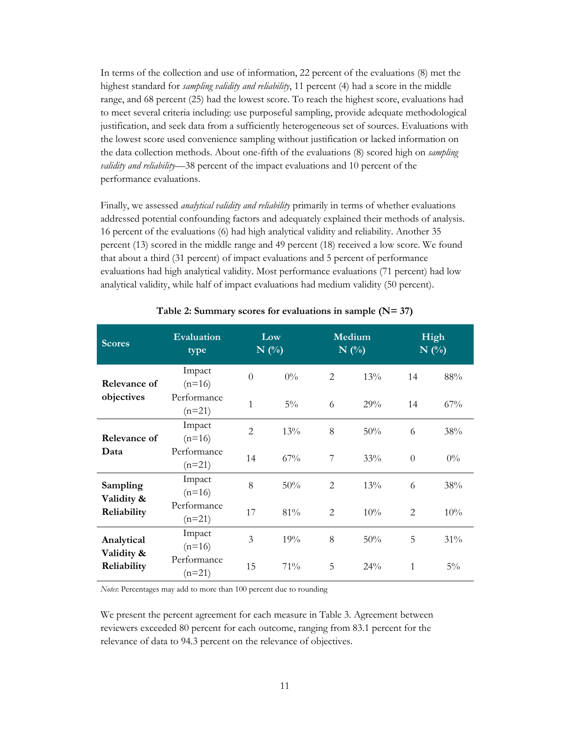In terms of the collection and use of information, 22 percent of the evaluations (8) met the highest standard for *sampling validity and reliability*, 11 percent (4) had a score in the middle range, and 68 percent (25) had the lowest score. To reach the highest score, evaluations had to meet several criteria including: use purposeful sampling, provide adequate methodological justification, and seek data from a sufficiently heterogeneous set of sources. Evaluations with the lowest score used convenience sampling without justification or lacked information on the data collection methods. About one-fifth of the evaluations (8) scored high on *sampling validity and reliability*—38 percent of the impact evaluations and 10 percent of the performance evaluations.

Finally, we assessed *analytical validity and reliability* primarily in terms of whether evaluations addressed potential confounding factors and adequately explained their methods of analysis. 16 percent of the evaluations (6) had high analytical validity and reliability. Another 35 percent (13) scored in the middle range and 49 percent (18) received a low score. We found that about a third (31 percent) of impact evaluations and 5 percent of performance evaluations had high analytical validity. Most performance evaluations (71 percent) had low analytical validity, while half of impact evaluations had medium validity (50 percent).

**Table 2: Summary scores for evaluations in sample (N= 37)**

| Scores | Evaluation type | Low N (%) | | Medium N (%) | | High N (%) | |
|---|---|---|---|---|---|---|---|
| **Relevance of objectives** | Impact (n=16) | 0 | 0% | 2 | 13% | 14 | 88% |
| | Performance (n=21) | 1 | 5% | 6 | 29% | 14 | 67% |
| **Relevance of Data** | Impact (n=16) | 2 | 13% | 8 | 50% | 6 | 38% |
| | Performance (n=21) | 14 | 67% | 7 | 33% | 0 | 0% |
| **Sampling Validity & Reliability** | Impact (n=16) | 8 | 50% | 2 | 13% | 6 | 38% |
| | Performance (n=21) | 17 | 81% | 2 | 10% | 2 | 10% |
| **Analytical Validity & Reliability** | Impact (n=16) | 3 | 19% | 8 | 50% | 5 | 31% |
| | Performance (n=21) | 15 | 71% | 5 | 24% | 1 | 5% |

*Notes*: Percentages may add to more than 100 percent due to rounding

We present the percent agreement for each measure in Table 3. Agreement between reviewers exceeded 80 percent for each outcome, ranging from 83.1 percent for the relevance of data to 94.3 percent on the relevance of objectives.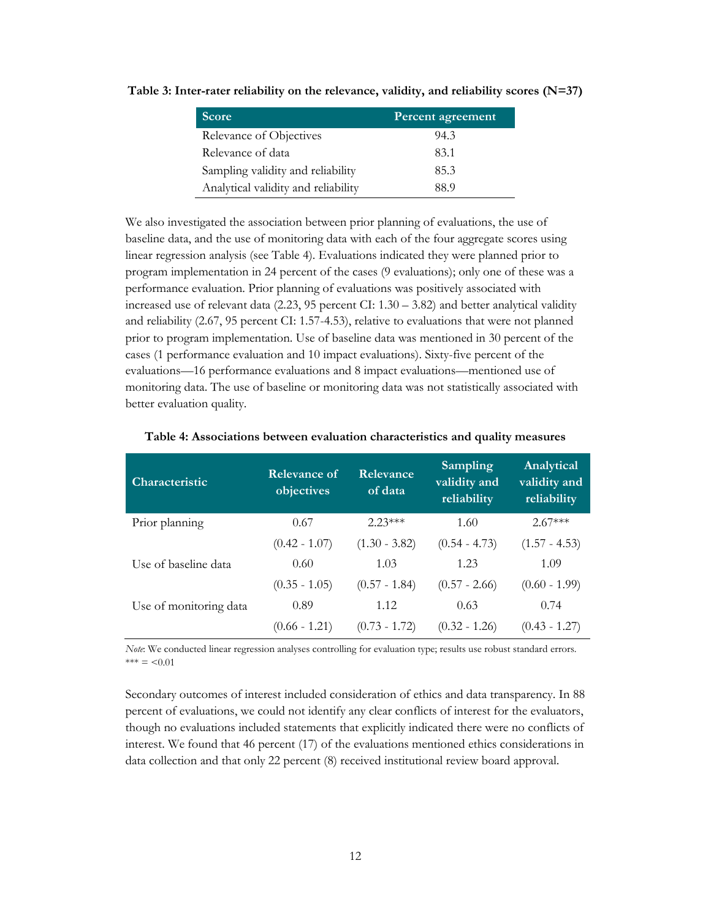**Table 3: Inter-rater reliability on the relevance, validity, and reliability scores (N=37)**

| Score | Percent agreement |
|---|---|
| Relevance of Objectives | 94.3 |
| Relevance of data | 83.1 |
| Sampling validity and reliability | 85.3 |
| Analytical validity and reliability | 88.9 |

We also investigated the association between prior planning of evaluations, the use of baseline data, and the use of monitoring data with each of the four aggregate scores using linear regression analysis (see Table 4). Evaluations indicated they were planned prior to program implementation in 24 percent of the cases (9 evaluations); only one of these was a performance evaluation. Prior planning of evaluations was positively associated with increased use of relevant data (2.23, 95 percent CI: 1.30 – 3.82) and better analytical validity and reliability (2.67, 95 percent CI: 1.57-4.53), relative to evaluations that were not planned prior to program implementation. Use of baseline data was mentioned in 30 percent of the cases (1 performance evaluation and 10 impact evaluations). Sixty-five percent of the evaluations—16 performance evaluations and 8 impact evaluations—mentioned use of monitoring data. The use of baseline or monitoring data was not statistically associated with better evaluation quality.

**Table 4: Associations between evaluation characteristics and quality measures**

| Characteristic | Relevance of objectives | Relevance of data | Sampling validity and reliability | Analytical validity and reliability |
|---|---|---|---|---|
| Prior planning | 0.67 | 2.23*** | 1.60 | 2.67*** |
| | (0.42 - 1.07) | (1.30 - 3.82) | (0.54 - 4.73) | (1.57 - 4.53) |
| Use of baseline data | 0.60 | 1.03 | 1.23 | 1.09 |
| | (0.35 - 1.05) | (0.57 - 1.84) | (0.57 - 2.66) | (0.60 - 1.99) |
| Use of monitoring data | 0.89 | 1.12 | 0.63 | 0.74 |
| | (0.66 - 1.21) | (0.73 - 1.72) | (0.32 - 1.26) | (0.43 - 1.27) |

*Note*: We conducted linear regression analyses controlling for evaluation type; results use robust standard errors.
*** = <0.01

Secondary outcomes of interest included consideration of ethics and data transparency. In 88 percent of evaluations, we could not identify any clear conflicts of interest for the evaluators, though no evaluations included statements that explicitly indicated there were no conflicts of interest. We found that 46 percent (17) of the evaluations mentioned ethics considerations in data collection and that only 22 percent (8) received institutional review board approval.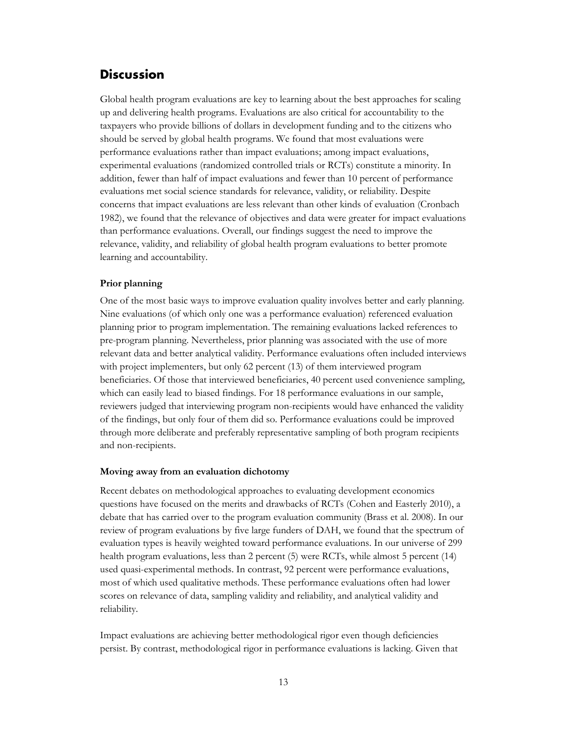## Discussion

Global health program evaluations are key to learning about the best approaches for scaling up and delivering health programs. Evaluations are also critical for accountability to the taxpayers who provide billions of dollars in development funding and to the citizens who should be served by global health programs. We found that most evaluations were performance evaluations rather than impact evaluations; among impact evaluations, experimental evaluations (randomized controlled trials or RCTs) constitute a minority. In addition, fewer than half of impact evaluations and fewer than 10 percent of performance evaluations met social science standards for relevance, validity, or reliability. Despite concerns that impact evaluations are less relevant than other kinds of evaluation (Cronbach 1982), we found that the relevance of objectives and data were greater for impact evaluations than performance evaluations. Overall, our findings suggest the need to improve the relevance, validity, and reliability of global health program evaluations to better promote learning and accountability.

### Prior planning

One of the most basic ways to improve evaluation quality involves better and early planning. Nine evaluations (of which only one was a performance evaluation) referenced evaluation planning prior to program implementation. The remaining evaluations lacked references to pre-program planning. Nevertheless, prior planning was associated with the use of more relevant data and better analytical validity. Performance evaluations often included interviews with project implementers, but only 62 percent (13) of them interviewed program beneficiaries. Of those that interviewed beneficiaries, 40 percent used convenience sampling, which can easily lead to biased findings. For 18 performance evaluations in our sample, reviewers judged that interviewing program non-recipients would have enhanced the validity of the findings, but only four of them did so. Performance evaluations could be improved through more deliberate and preferably representative sampling of both program recipients and non-recipients.

### Moving away from an evaluation dichotomy

Recent debates on methodological approaches to evaluating development economics questions have focused on the merits and drawbacks of RCTs (Cohen and Easterly 2010), a debate that has carried over to the program evaluation community (Brass et al. 2008). In our review of program evaluations by five large funders of DAH, we found that the spectrum of evaluation types is heavily weighted toward performance evaluations. In our universe of 299 health program evaluations, less than 2 percent (5) were RCTs, while almost 5 percent (14) used quasi-experimental methods. In contrast, 92 percent were performance evaluations, most of which used qualitative methods. These performance evaluations often had lower scores on relevance of data, sampling validity and reliability, and analytical validity and reliability.

Impact evaluations are achieving better methodological rigor even though deficiencies persist. By contrast, methodological rigor in performance evaluations is lacking. Given that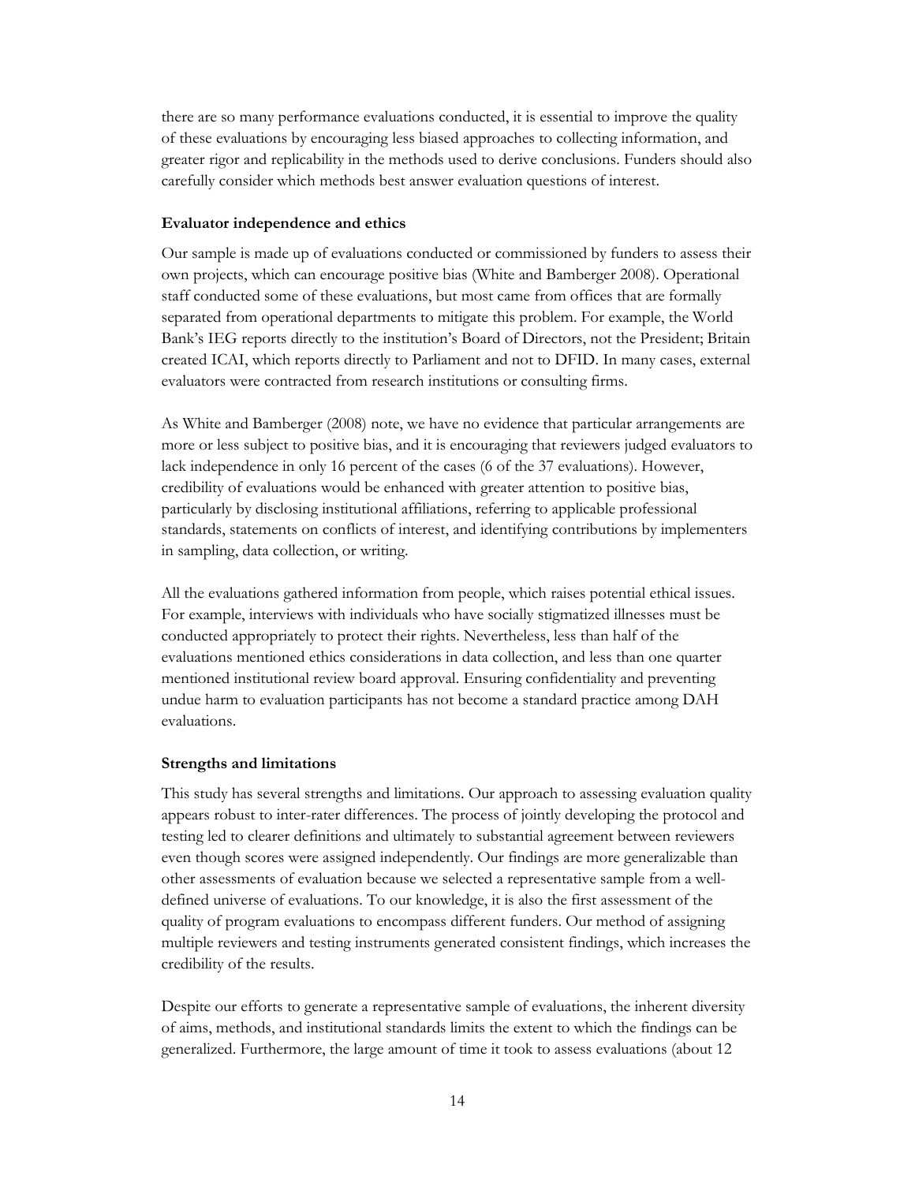there are so many performance evaluations conducted, it is essential to improve the quality of these evaluations by encouraging less biased approaches to collecting information, and greater rigor and replicability in the methods used to derive conclusions. Funders should also carefully consider which methods best answer evaluation questions of interest.

### Evaluator independence and ethics

Our sample is made up of evaluations conducted or commissioned by funders to assess their own projects, which can encourage positive bias (White and Bamberger 2008). Operational staff conducted some of these evaluations, but most came from offices that are formally separated from operational departments to mitigate this problem. For example, the World Bank's IEG reports directly to the institution's Board of Directors, not the President; Britain created ICAI, which reports directly to Parliament and not to DFID. In many cases, external evaluators were contracted from research institutions or consulting firms.

As White and Bamberger (2008) note, we have no evidence that particular arrangements are more or less subject to positive bias, and it is encouraging that reviewers judged evaluators to lack independence in only 16 percent of the cases (6 of the 37 evaluations). However, credibility of evaluations would be enhanced with greater attention to positive bias, particularly by disclosing institutional affiliations, referring to applicable professional standards, statements on conflicts of interest, and identifying contributions by implementers in sampling, data collection, or writing.

All the evaluations gathered information from people, which raises potential ethical issues. For example, interviews with individuals who have socially stigmatized illnesses must be conducted appropriately to protect their rights. Nevertheless, less than half of the evaluations mentioned ethics considerations in data collection, and less than one quarter mentioned institutional review board approval. Ensuring confidentiality and preventing undue harm to evaluation participants has not become a standard practice among DAH evaluations.

### Strengths and limitations

This study has several strengths and limitations. Our approach to assessing evaluation quality appears robust to inter-rater differences. The process of jointly developing the protocol and testing led to clearer definitions and ultimately to substantial agreement between reviewers even though scores were assigned independently. Our findings are more generalizable than other assessments of evaluation because we selected a representative sample from a well-defined universe of evaluations. To our knowledge, it is also the first assessment of the quality of program evaluations to encompass different funders. Our method of assigning multiple reviewers and testing instruments generated consistent findings, which increases the credibility of the results.

Despite our efforts to generate a representative sample of evaluations, the inherent diversity of aims, methods, and institutional standards limits the extent to which the findings can be generalized. Furthermore, the large amount of time it took to assess evaluations (about 12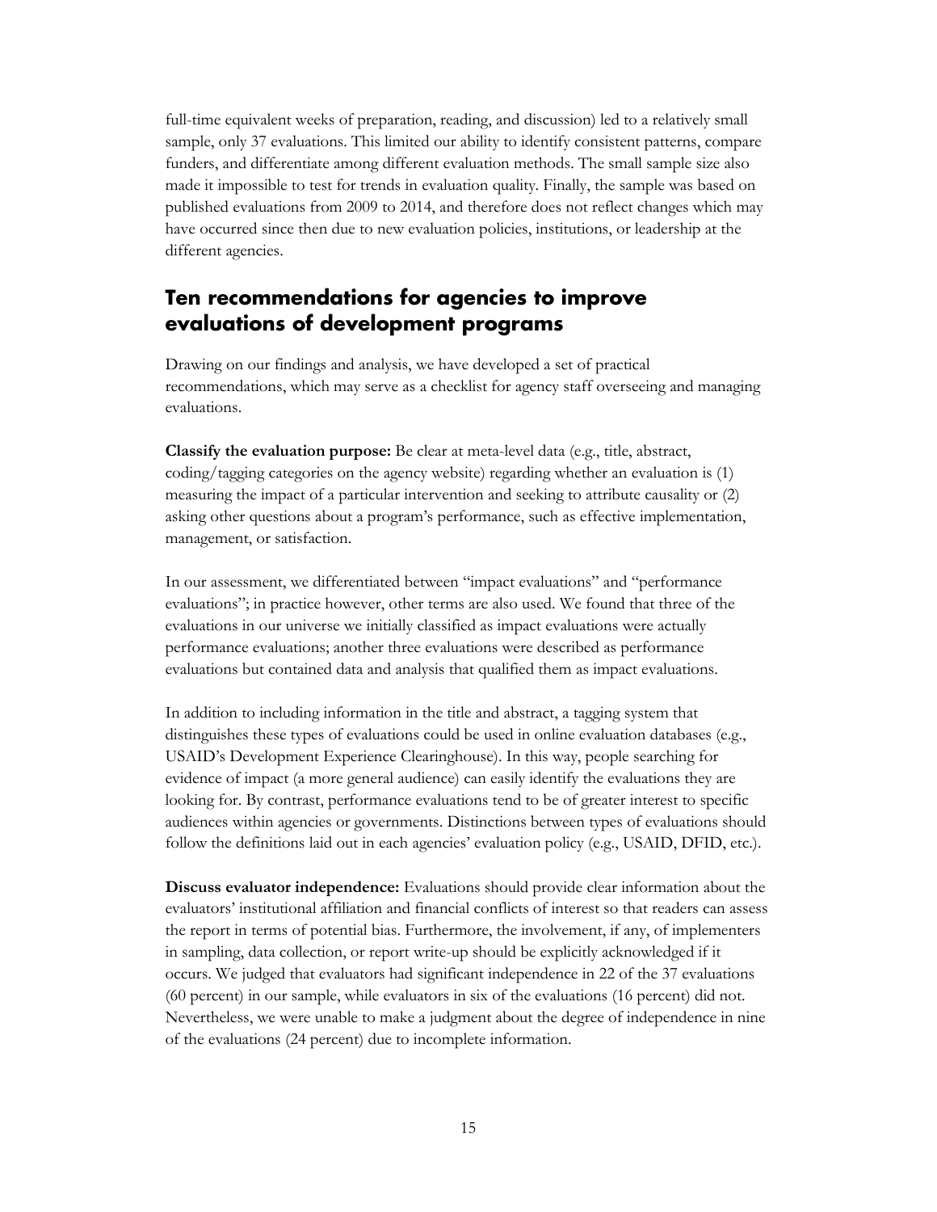full-time equivalent weeks of preparation, reading, and discussion) led to a relatively small sample, only 37 evaluations. This limited our ability to identify consistent patterns, compare funders, and differentiate among different evaluation methods. The small sample size also made it impossible to test for trends in evaluation quality. Finally, the sample was based on published evaluations from 2009 to 2014, and therefore does not reflect changes which may have occurred since then due to new evaluation policies, institutions, or leadership at the different agencies.

## Ten recommendations for agencies to improve evaluations of development programs

Drawing on our findings and analysis, we have developed a set of practical recommendations, which may serve as a checklist for agency staff overseeing and managing evaluations.

**Classify the evaluation purpose:** Be clear at meta-level data (e.g., title, abstract, coding/tagging categories on the agency website) regarding whether an evaluation is (1) measuring the impact of a particular intervention and seeking to attribute causality or (2) asking other questions about a program's performance, such as effective implementation, management, or satisfaction.

In our assessment, we differentiated between "impact evaluations" and "performance evaluations"; in practice however, other terms are also used. We found that three of the evaluations in our universe we initially classified as impact evaluations were actually performance evaluations; another three evaluations were described as performance evaluations but contained data and analysis that qualified them as impact evaluations.

In addition to including information in the title and abstract, a tagging system that distinguishes these types of evaluations could be used in online evaluation databases (e.g., USAID's Development Experience Clearinghouse). In this way, people searching for evidence of impact (a more general audience) can easily identify the evaluations they are looking for. By contrast, performance evaluations tend to be of greater interest to specific audiences within agencies or governments. Distinctions between types of evaluations should follow the definitions laid out in each agencies' evaluation policy (e.g., USAID, DFID, etc.).

**Discuss evaluator independence:** Evaluations should provide clear information about the evaluators' institutional affiliation and financial conflicts of interest so that readers can assess the report in terms of potential bias. Furthermore, the involvement, if any, of implementers in sampling, data collection, or report write-up should be explicitly acknowledged if it occurs. We judged that evaluators had significant independence in 22 of the 37 evaluations (60 percent) in our sample, while evaluators in six of the evaluations (16 percent) did not. Nevertheless, we were unable to make a judgment about the degree of independence in nine of the evaluations (24 percent) due to incomplete information.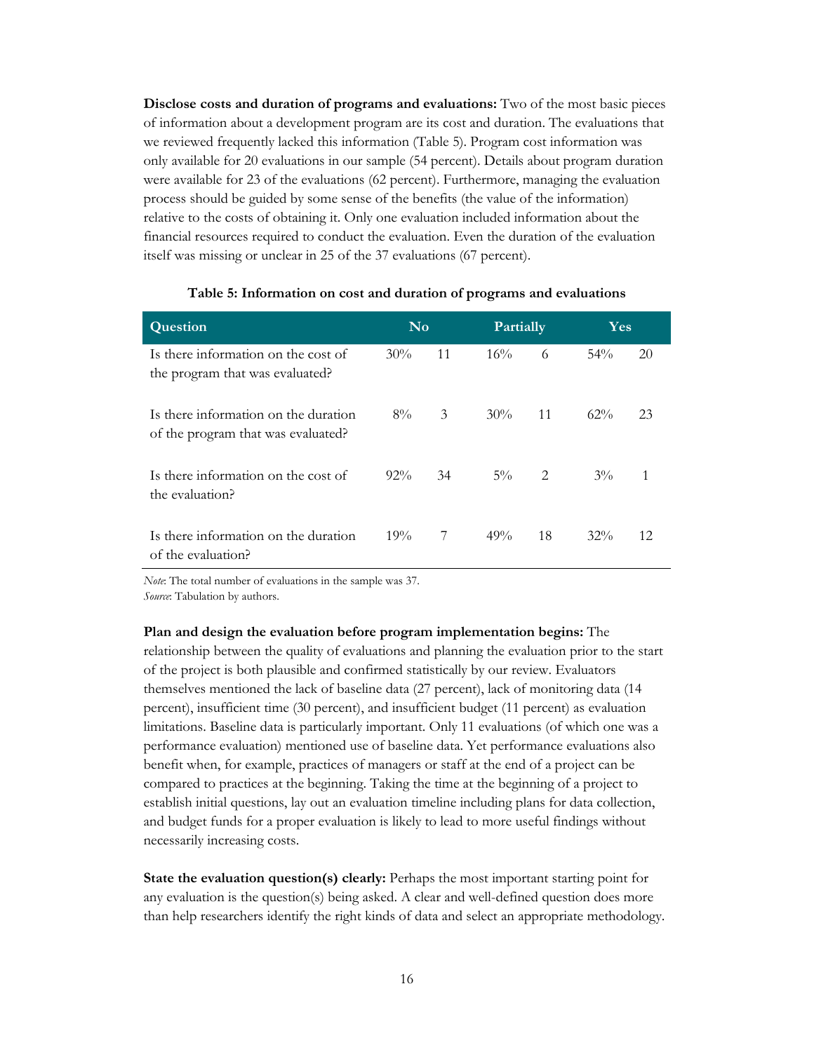**Disclose costs and duration of programs and evaluations:** Two of the most basic pieces of information about a development program are its cost and duration. The evaluations that we reviewed frequently lacked this information (Table 5). Program cost information was only available for 20 evaluations in our sample (54 percent). Details about program duration were available for 23 of the evaluations (62 percent). Furthermore, managing the evaluation process should be guided by some sense of the benefits (the value of the information) relative to the costs of obtaining it. Only one evaluation included information about the financial resources required to conduct the evaluation. Even the duration of the evaluation itself was missing or unclear in 25 of the 37 evaluations (67 percent).

**Table 5: Information on cost and duration of programs and evaluations**

| Question | No | | Partially | | Yes | |
|---|---|---|---|---|---|---|
| Is there information on the cost of the program that was evaluated? | 30% | 11 | 16% | 6 | 54% | 20 |
| Is there information on the duration of the program that was evaluated? | 8% | 3 | 30% | 11 | 62% | 23 |
| Is there information on the cost of the evaluation? | 92% | 34 | 5% | 2 | 3% | 1 |
| Is there information on the duration of the evaluation? | 19% | 7 | 49% | 18 | 32% | 12 |

*Note*: The total number of evaluations in the sample was 37.
*Source*: Tabulation by authors.

**Plan and design the evaluation before program implementation begins:** The relationship between the quality of evaluations and planning the evaluation prior to the start of the project is both plausible and confirmed statistically by our review. Evaluators themselves mentioned the lack of baseline data (27 percent), lack of monitoring data (14 percent), insufficient time (30 percent), and insufficient budget (11 percent) as evaluation limitations. Baseline data is particularly important. Only 11 evaluations (of which one was a performance evaluation) mentioned use of baseline data. Yet performance evaluations also benefit when, for example, practices of managers or staff at the end of a project can be compared to practices at the beginning. Taking the time at the beginning of a project to establish initial questions, lay out an evaluation timeline including plans for data collection, and budget funds for a proper evaluation is likely to lead to more useful findings without necessarily increasing costs.

**State the evaluation question(s) clearly:** Perhaps the most important starting point for any evaluation is the question(s) being asked. A clear and well-defined question does more than help researchers identify the right kinds of data and select an appropriate methodology.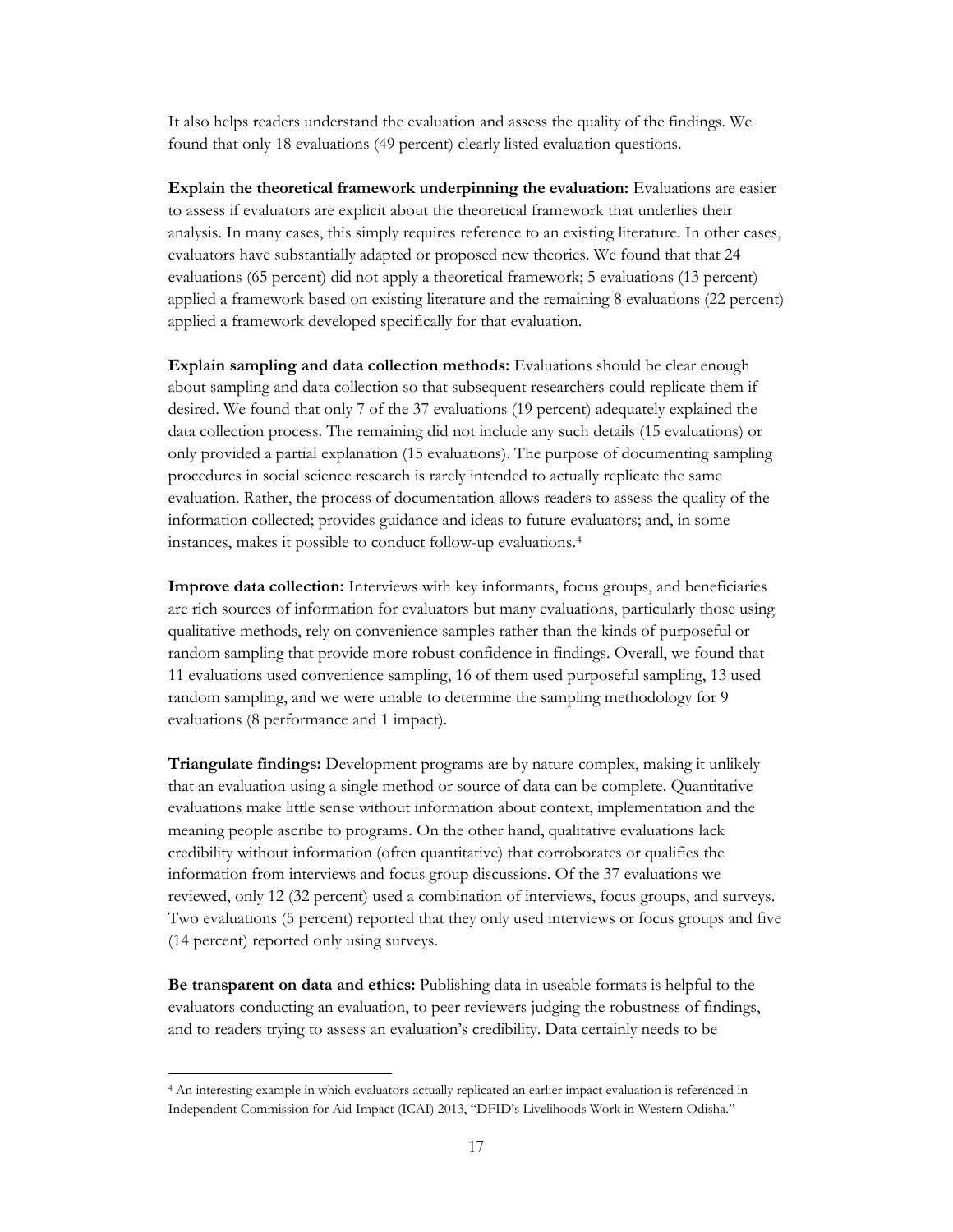It also helps readers understand the evaluation and assess the quality of the findings. We found that only 18 evaluations (49 percent) clearly listed evaluation questions.

**Explain the theoretical framework underpinning the evaluation:** Evaluations are easier to assess if evaluators are explicit about the theoretical framework that underlies their analysis. In many cases, this simply requires reference to an existing literature. In other cases, evaluators have substantially adapted or proposed new theories. We found that that 24 evaluations (65 percent) did not apply a theoretical framework; 5 evaluations (13 percent) applied a framework based on existing literature and the remaining 8 evaluations (22 percent) applied a framework developed specifically for that evaluation.

**Explain sampling and data collection methods:** Evaluations should be clear enough about sampling and data collection so that subsequent researchers could replicate them if desired. We found that only 7 of the 37 evaluations (19 percent) adequately explained the data collection process. The remaining did not include any such details (15 evaluations) or only provided a partial explanation (15 evaluations). The purpose of documenting sampling procedures in social science research is rarely intended to actually replicate the same evaluation. Rather, the process of documentation allows readers to assess the quality of the information collected; provides guidance and ideas to future evaluators; and, in some instances, makes it possible to conduct follow-up evaluations.[4]

**Improve data collection:** Interviews with key informants, focus groups, and beneficiaries are rich sources of information for evaluators but many evaluations, particularly those using qualitative methods, rely on convenience samples rather than the kinds of purposeful or random sampling that provide more robust confidence in findings. Overall, we found that 11 evaluations used convenience sampling, 16 of them used purposeful sampling, 13 used random sampling, and we were unable to determine the sampling methodology for 9 evaluations (8 performance and 1 impact).

**Triangulate findings:** Development programs are by nature complex, making it unlikely that an evaluation using a single method or source of data can be complete. Quantitative evaluations make little sense without information about context, implementation and the meaning people ascribe to programs. On the other hand, qualitative evaluations lack credibility without information (often quantitative) that corroborates or qualifies the information from interviews and focus group discussions. Of the 37 evaluations we reviewed, only 12 (32 percent) used a combination of interviews, focus groups, and surveys. Two evaluations (5 percent) reported that they only used interviews or focus groups and five (14 percent) reported only using surveys.

**Be transparent on data and ethics:** Publishing data in useable formats is helpful to the evaluators conducting an evaluation, to peer reviewers judging the robustness of findings, and to readers trying to assess an evaluation's credibility. Data certainly needs to be

[4] An interesting example in which evaluators actually replicated an earlier impact evaluation is referenced in Independent Commission for Aid Impact (ICAI) 2013, "DFID's Livelihoods Work in Western Odisha."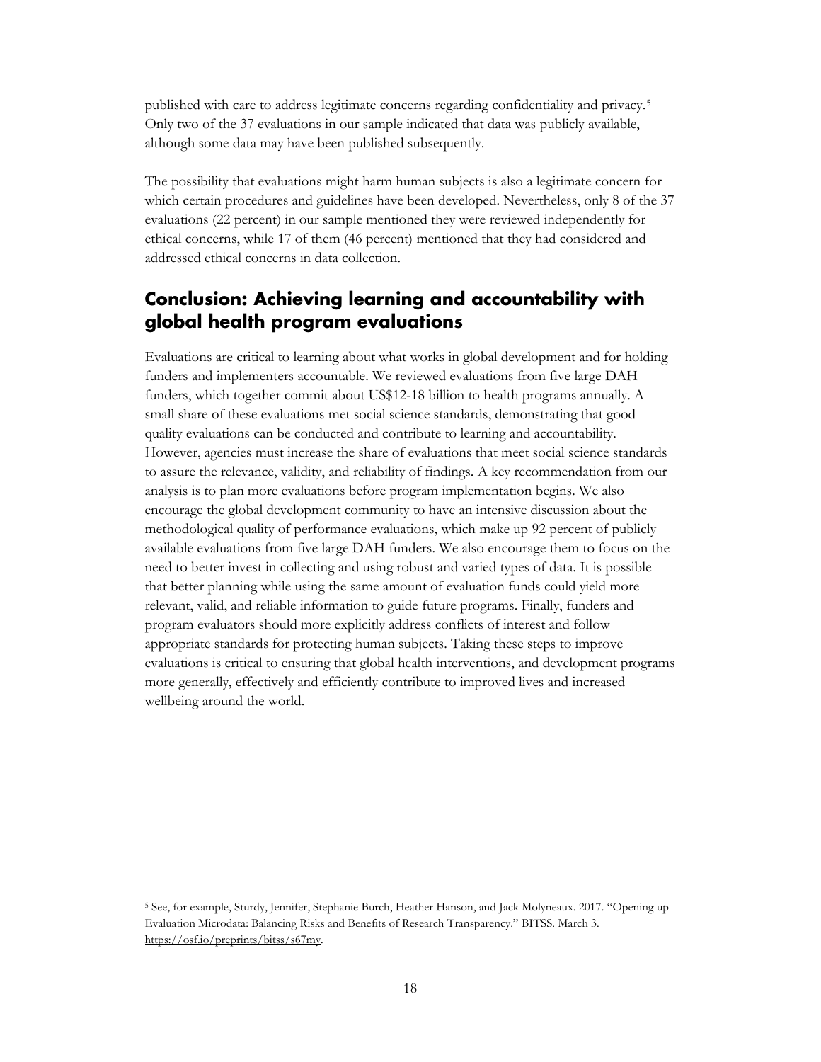published with care to address legitimate concerns regarding confidentiality and privacy.[5] Only two of the 37 evaluations in our sample indicated that data was publicly available, although some data may have been published subsequently.

The possibility that evaluations might harm human subjects is also a legitimate concern for which certain procedures and guidelines have been developed. Nevertheless, only 8 of the 37 evaluations (22 percent) in our sample mentioned they were reviewed independently for ethical concerns, while 17 of them (46 percent) mentioned that they had considered and addressed ethical concerns in data collection.

## Conclusion: Achieving learning and accountability with global health program evaluations

Evaluations are critical to learning about what works in global development and for holding funders and implementers accountable. We reviewed evaluations from five large DAH funders, which together commit about US$12-18 billion to health programs annually. A small share of these evaluations met social science standards, demonstrating that good quality evaluations can be conducted and contribute to learning and accountability. However, agencies must increase the share of evaluations that meet social science standards to assure the relevance, validity, and reliability of findings. A key recommendation from our analysis is to plan more evaluations before program implementation begins. We also encourage the global development community to have an intensive discussion about the methodological quality of performance evaluations, which make up 92 percent of publicly available evaluations from five large DAH funders. We also encourage them to focus on the need to better invest in collecting and using robust and varied types of data. It is possible that better planning while using the same amount of evaluation funds could yield more relevant, valid, and reliable information to guide future programs. Finally, funders and program evaluators should more explicitly address conflicts of interest and follow appropriate standards for protecting human subjects. Taking these steps to improve evaluations is critical to ensuring that global health interventions, and development programs more generally, effectively and efficiently contribute to improved lives and increased wellbeing around the world.

---

[5] See, for example, Sturdy, Jennifer, Stephanie Burch, Heather Hanson, and Jack Molyneaux. 2017. "Opening up Evaluation Microdata: Balancing Risks and Benefits of Research Transparency." BITSS. March 3. https://osf.io/preprints/bitss/s67my.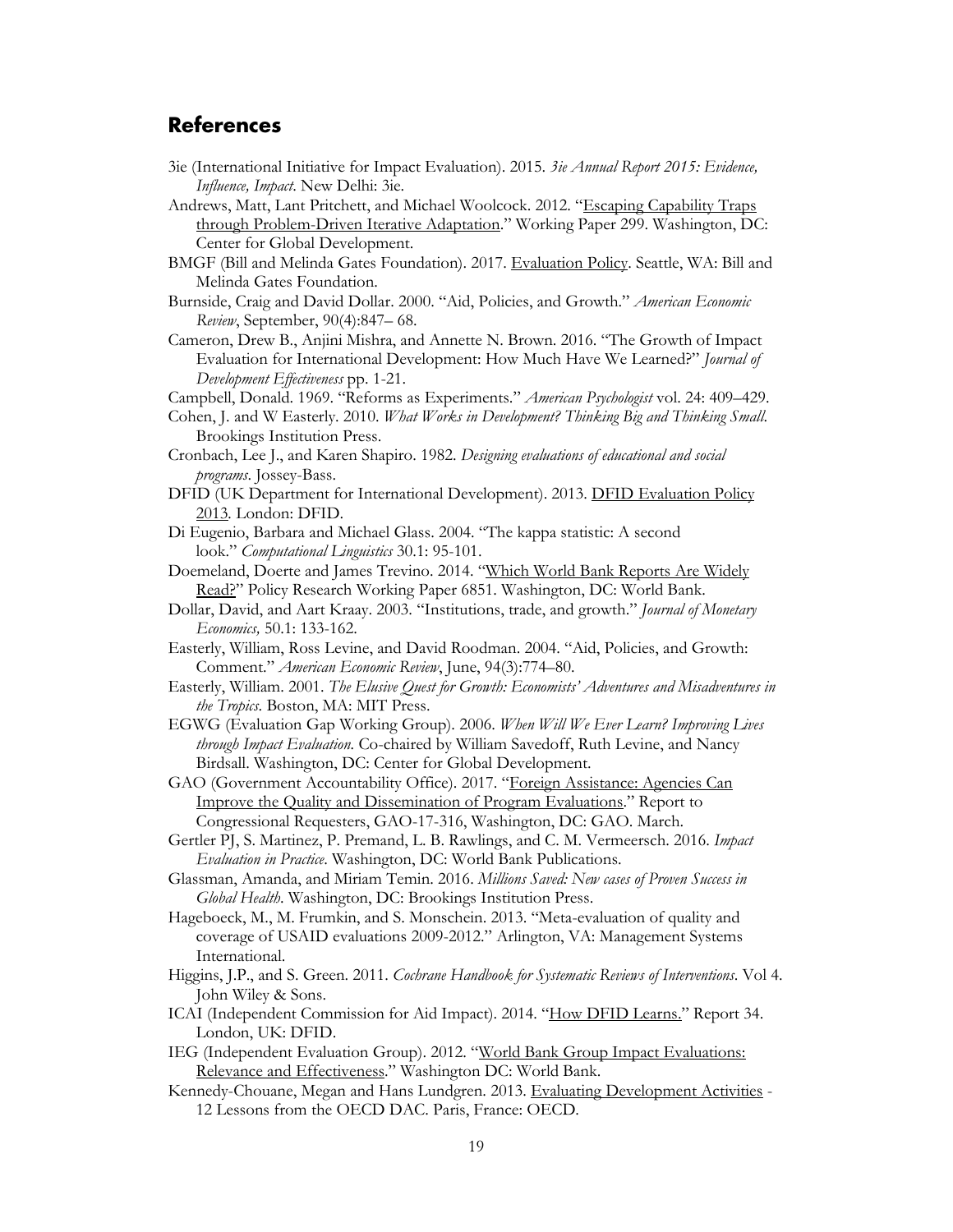## References

3ie (International Initiative for Impact Evaluation). 2015. *3ie Annual Report 2015: Evidence, Influence, Impact*. New Delhi: 3ie.

Andrews, Matt, Lant Pritchett, and Michael Woolcock. 2012. "Escaping Capability Traps through Problem-Driven Iterative Adaptation." Working Paper 299. Washington, DC: Center for Global Development.

BMGF (Bill and Melinda Gates Foundation). 2017. Evaluation Policy. Seattle, WA: Bill and Melinda Gates Foundation.

Burnside, Craig and David Dollar. 2000. "Aid, Policies, and Growth." *American Economic Review*, September, 90(4):847– 68.

Cameron, Drew B., Anjini Mishra, and Annette N. Brown. 2016. "The Growth of Impact Evaluation for International Development: How Much Have We Learned?" *Journal of Development Effectiveness* pp. 1-21.

Campbell, Donald. 1969. "Reforms as Experiments." *American Psychologist* vol. 24: 409–429.

Cohen, J. and W Easterly. 2010. *What Works in Development? Thinking Big and Thinking Small*. Brookings Institution Press.

Cronbach, Lee J., and Karen Shapiro. 1982. *Designing evaluations of educational and social programs*. Jossey-Bass.

DFID (UK Department for International Development). 2013. DFID Evaluation Policy 2013. London: DFID.

Di Eugenio, Barbara and Michael Glass. 2004. "The kappa statistic: A second look." *Computational Linguistics* 30.1: 95-101.

Doemeland, Doerte and James Trevino. 2014. "Which World Bank Reports Are Widely Read?" Policy Research Working Paper 6851. Washington, DC: World Bank.

Dollar, David, and Aart Kraay. 2003. "Institutions, trade, and growth." *Journal of Monetary Economics,* 50.1: 133-162.

Easterly, William, Ross Levine, and David Roodman. 2004. "Aid, Policies, and Growth: Comment." *American Economic Review*, June, 94(3):774–80.

Easterly, William. 2001. *The Elusive Quest for Growth: Economists' Adventures and Misadventures in the Tropics*. Boston, MA: MIT Press.

EGWG (Evaluation Gap Working Group). 2006. *When Will We Ever Learn? Improving Lives through Impact Evaluation*. Co-chaired by William Savedoff, Ruth Levine, and Nancy Birdsall. Washington, DC: Center for Global Development.

GAO (Government Accountability Office). 2017. "Foreign Assistance: Agencies Can Improve the Quality and Dissemination of Program Evaluations." Report to Congressional Requesters, GAO-17-316, Washington, DC: GAO. March.

Gertler PJ, S. Martinez, P. Premand, L. B. Rawlings, and C. M. Vermeersch. 2016. *Impact Evaluation in Practice*. Washington, DC: World Bank Publications.

Glassman, Amanda, and Miriam Temin. 2016. *Millions Saved: New cases of Proven Success in Global Health*. Washington, DC: Brookings Institution Press.

Hageboeck, M., M. Frumkin, and S. Monschein. 2013. "Meta-evaluation of quality and coverage of USAID evaluations 2009-2012." Arlington, VA: Management Systems International.

Higgins, J.P., and S. Green. 2011. *Cochrane Handbook for Systematic Reviews of Interventions*. Vol 4. John Wiley & Sons.

ICAI (Independent Commission for Aid Impact). 2014. "How DFID Learns." Report 34. London, UK: DFID.

IEG (Independent Evaluation Group). 2012. "World Bank Group Impact Evaluations: Relevance and Effectiveness." Washington DC: World Bank.

Kennedy-Chouane, Megan and Hans Lundgren. 2013. Evaluating Development Activities - 12 Lessons from the OECD DAC. Paris, France: OECD.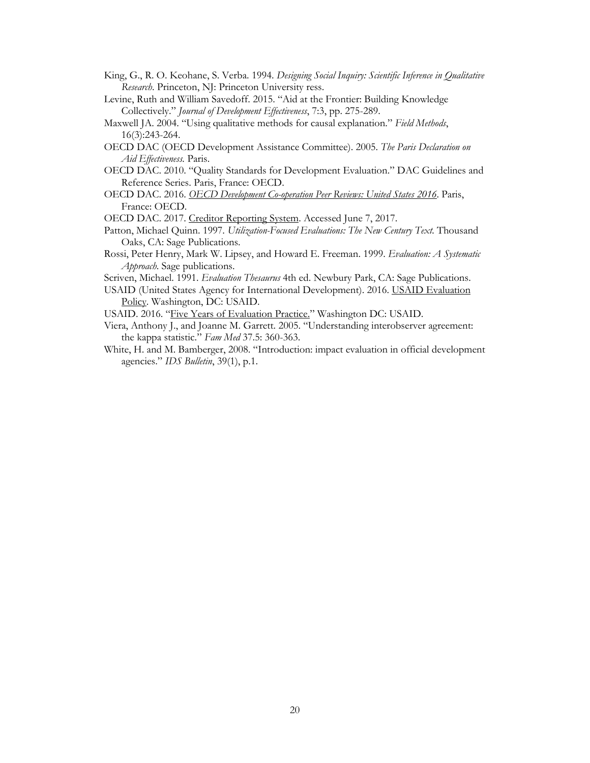King, G., R. O. Keohane, S. Verba. 1994. *Designing Social Inquiry: Scientific Inference in Qualitative Research*. Princeton, NJ: Princeton University ress.

Levine, Ruth and William Savedoff. 2015. "Aid at the Frontier: Building Knowledge Collectively." *Journal of Development Effectiveness*, 7:3, pp. 275-289.

Maxwell JA. 2004. "Using qualitative methods for causal explanation." *Field Methods*, 16(3):243-264.

OECD DAC (OECD Development Assistance Committee). 2005. *The Paris Declaration on Aid Effectiveness.* Paris.

OECD DAC. 2010. "Quality Standards for Development Evaluation." DAC Guidelines and Reference Series. Paris, France: OECD.

OECD DAC. 2016. *OECD Development Co-operation Peer Reviews: United States 2016*. Paris, France: OECD.

OECD DAC. 2017. Creditor Reporting System. Accessed June 7, 2017.

Patton, Michael Quinn. 1997. *Utilization-Focused Evaluations: The New Century Text.* Thousand Oaks, CA: Sage Publications.

Rossi, Peter Henry, Mark W. Lipsey, and Howard E. Freeman. 1999. *Evaluation: A Systematic Approach.* Sage publications.

Scriven, Michael. 1991. *Evaluation Thesaurus* 4th ed. Newbury Park, CA: Sage Publications.

USAID (United States Agency for International Development). 2016. USAID Evaluation Policy. Washington, DC: USAID.

USAID. 2016. "Five Years of Evaluation Practice." Washington DC: USAID.

Viera, Anthony J., and Joanne M. Garrett. 2005. "Understanding interobserver agreement: the kappa statistic." *Fam Med* 37.5: 360-363.

White, H. and M. Bamberger, 2008. "Introduction: impact evaluation in official development agencies." *IDS Bulletin*, 39(1), p.1.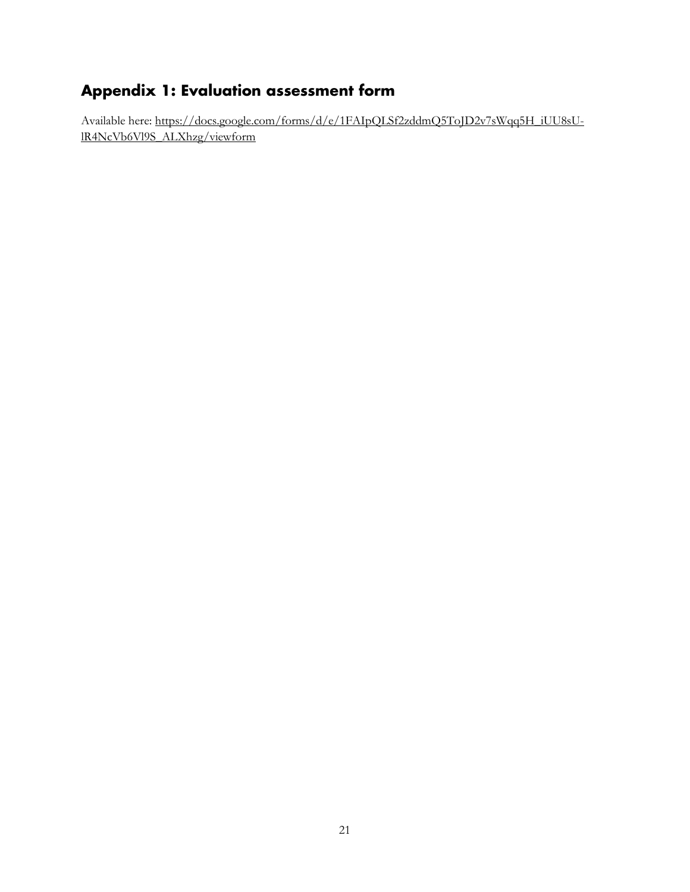## Appendix 1: Evaluation assessment form

Available here: https://docs.google.com/forms/d/e/1FAIpQLSf2zddmQ5ToJD2v7sWqq5H_iUU8sU-lR4NcVb6Vl9S_ALXhzg/viewform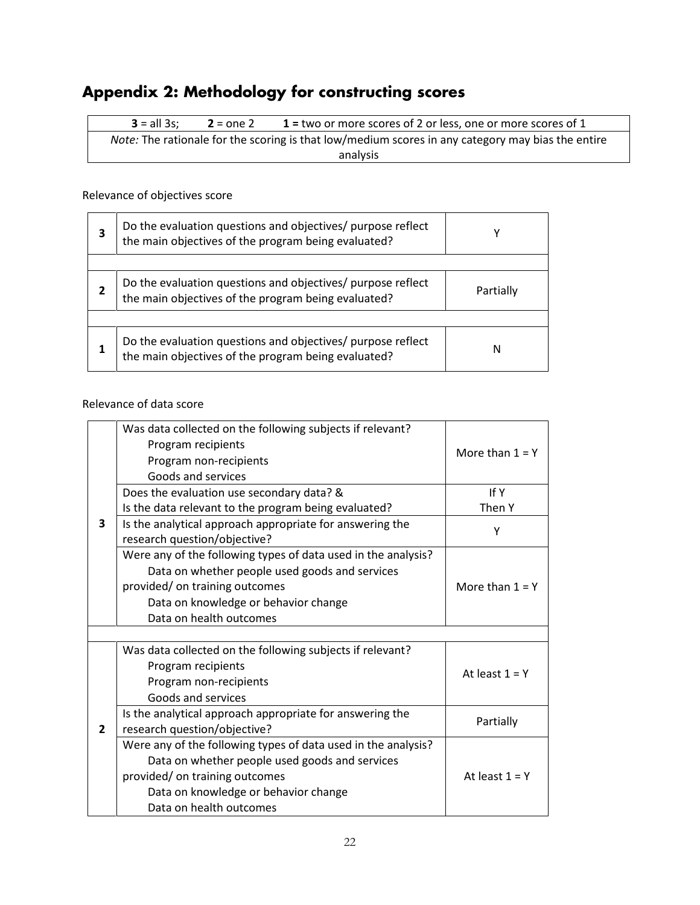## Appendix 2: Methodology for constructing scores

| **3** = all 3s; **2** = one 2 **1 =** two or more scores of 2 or less, one or more scores of 1 |
|---|
| *Note:* The rationale for the scoring is that low/medium scores in any category may bias the entire analysis |

Relevance of objectives score

| Score | Question | Response |
|---|---|---|
| **3** | Do the evaluation questions and objectives/ purpose reflect the main objectives of the program being evaluated? | Y |
| | | |
| **2** | Do the evaluation questions and objectives/ purpose reflect the main objectives of the program being evaluated? | Partially |
| | | |
| **1** | Do the evaluation questions and objectives/ purpose reflect the main objectives of the program being evaluated? | N |

Relevance of data score

| Score | Question | Response |
|---|---|---|
| **3** | Was data collected on the following subjects if relevant?<br>Program recipients<br>Program non-recipients<br>Goods and services | More than 1 = Y |
| | Does the evaluation use secondary data? &<br>Is the data relevant to the program being evaluated? | If Y<br>Then Y |
| | Is the analytical approach appropriate for answering the research question/objective? | Y |
| | Were any of the following types of data used in the analysis?<br>Data on whether people used goods and services provided/ on training outcomes<br>Data on knowledge or behavior change<br>Data on health outcomes | More than 1 = Y |
| | | |
| **2** | Was data collected on the following subjects if relevant?<br>Program recipients<br>Program non-recipients<br>Goods and services | At least 1 = Y |
| | Is the analytical approach appropriate for answering the research question/objective? | Partially |
| | Were any of the following types of data used in the analysis?<br>Data on whether people used goods and services provided/ on training outcomes<br>Data on knowledge or behavior change<br>Data on health outcomes | At least 1 = Y |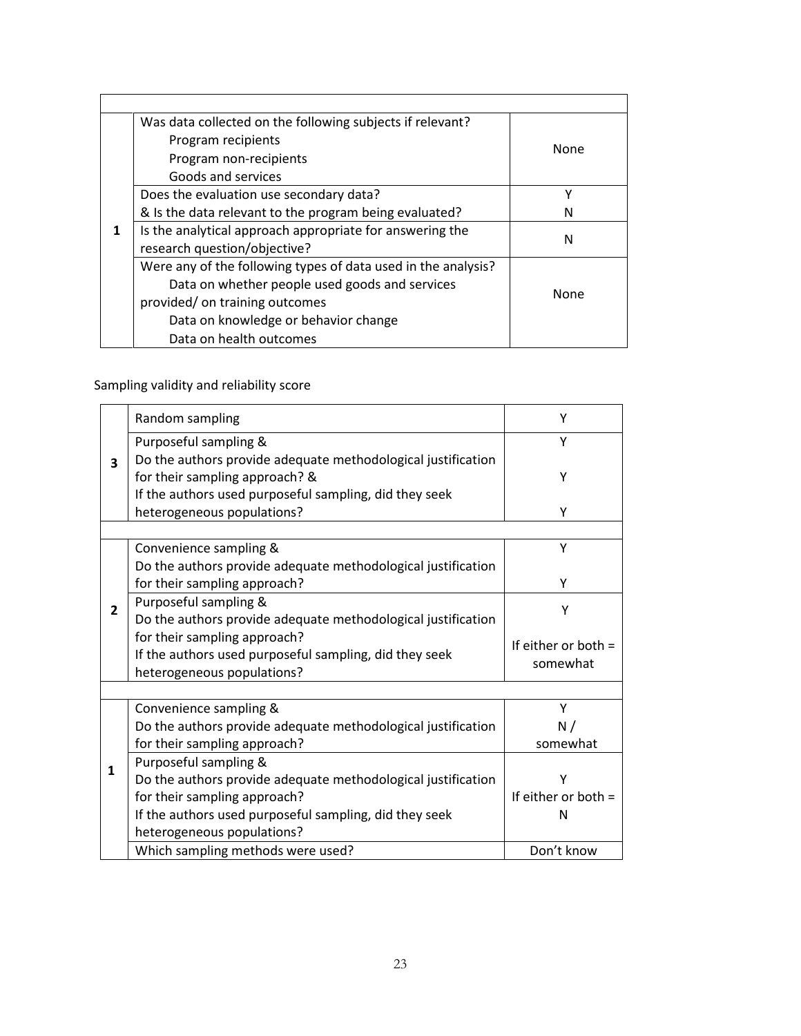| | | |
|---|---|---|
| 1 | Was data collected on the following subjects if relevant?<br>Program recipients<br>Program non-recipients<br>Goods and services | None |
| | Does the evaluation use secondary data?<br>& Is the data relevant to the program being evaluated? | Y<br>N |
| | Is the analytical approach appropriate for answering the research question/objective? | N |
| | Were any of the following types of data used in the analysis?<br>Data on whether people used goods and services provided/ on training outcomes<br>Data on knowledge or behavior change<br>Data on health outcomes | None |

Sampling validity and reliability score

| | | |
|---|---|---|
| 3 | Random sampling | Y |
| | Purposeful sampling &<br>Do the authors provide adequate methodological justification for their sampling approach? &<br>If the authors used purposeful sampling, did they seek heterogeneous populations? | Y<br>Y<br>Y |
| | | |
| 2 | Convenience sampling &<br>Do the authors provide adequate methodological justification for their sampling approach? | Y<br>Y |
| | Purposeful sampling &<br>Do the authors provide adequate methodological justification for their sampling approach?<br>If the authors used purposeful sampling, did they seek heterogeneous populations? | Y<br>If either or both = somewhat |
| | | |
| 1 | Convenience sampling &<br>Do the authors provide adequate methodological justification for their sampling approach? | Y<br>N / somewhat |
| | Purposeful sampling &<br>Do the authors provide adequate methodological justification for their sampling approach?<br>If the authors used purposeful sampling, did they seek heterogeneous populations? | Y<br>If either or both = N |
| | Which sampling methods were used? | Don't know |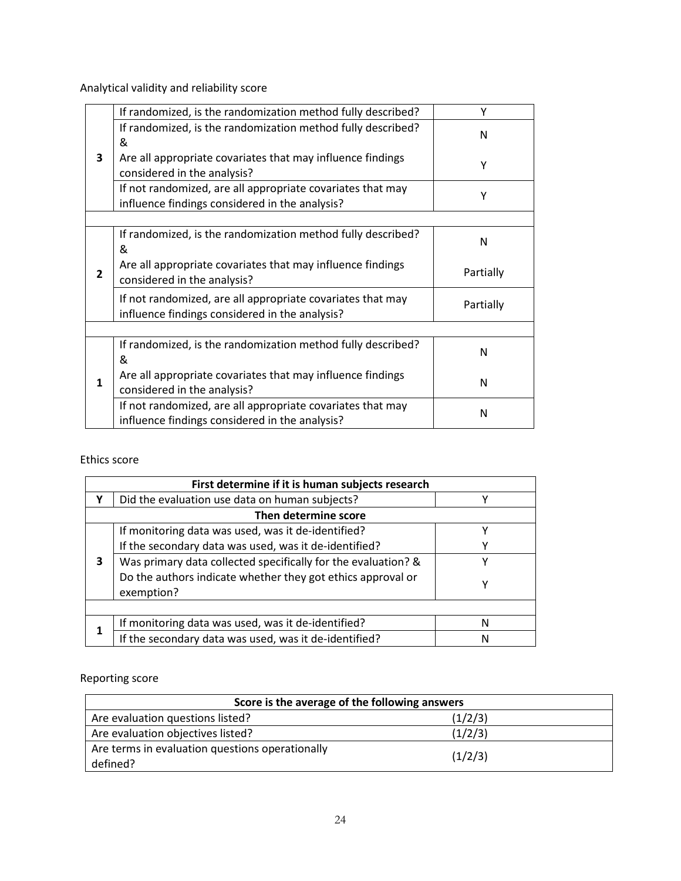Analytical validity and reliability score

| | | |
|---|---|---|
| **3** | If randomized, is the randomization method fully described? | Y |
| | If randomized, is the randomization method fully described? & | N |
| | Are all appropriate covariates that may influence findings considered in the analysis? | Y |
| | If not randomized, are all appropriate covariates that may influence findings considered in the analysis? | Y |
| | | |
| **2** | If randomized, is the randomization method fully described? & | N |
| | Are all appropriate covariates that may influence findings considered in the analysis? | Partially |
| | If not randomized, are all appropriate covariates that may influence findings considered in the analysis? | Partially |
| | | |
| **1** | If randomized, is the randomization method fully described? & | N |
| | Are all appropriate covariates that may influence findings considered in the analysis? | N |
| | If not randomized, are all appropriate covariates that may influence findings considered in the analysis? | N |

Ethics score

| **First determine if it is human subjects research** | | |
|---|---|---|
| **Y** | Did the evaluation use data on human subjects? | Y |
| **Then determine score** | | |
| **3** | If monitoring data was used, was it de-identified? | Y |
| | If the secondary data was used, was it de-identified? | Y |
| | Was primary data collected specifically for the evaluation? & | Y |
| | Do the authors indicate whether they got ethics approval or exemption? | Y |
| | | |
| **1** | If monitoring data was used, was it de-identified? | N |
| | If the secondary data was used, was it de-identified? | N |

Reporting score

| **Score is the average of the following answers** | |
|---|---|
| Are evaluation questions listed? | (1/2/3) |
| Are evaluation objectives listed? | (1/2/3) |
| Are terms in evaluation questions operationally defined? | (1/2/3) |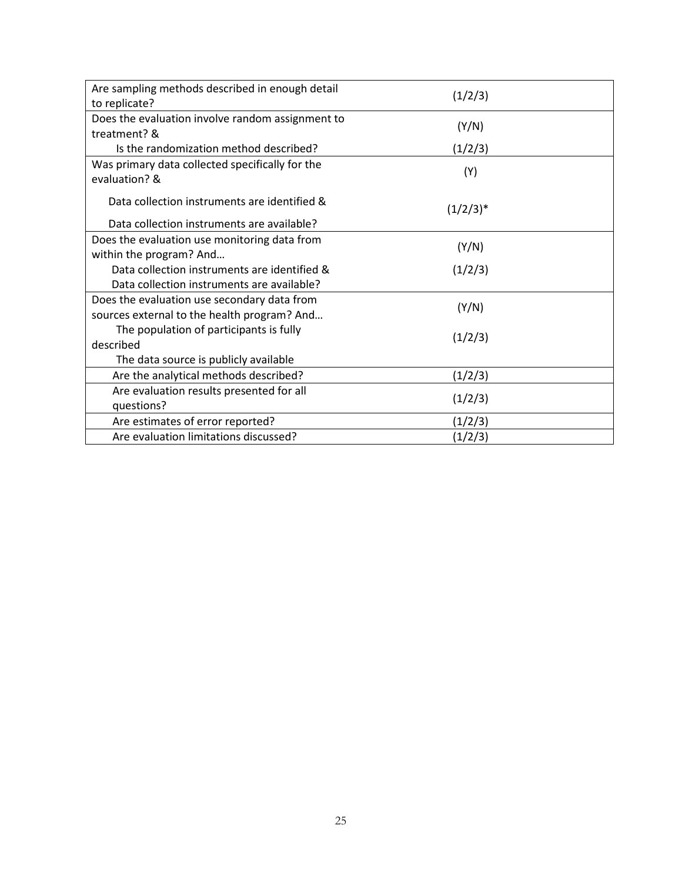| | |
|---|---|
| Are sampling methods described in enough detail to replicate? | (1/2/3) |
| Does the evaluation involve random assignment to treatment? & | (Y/N) |
| Is the randomization method described? | (1/2/3) |
| Was primary data collected specifically for the evaluation? & | (Y) |
| Data collection instruments are identified & Data collection instruments are available? | (1/2/3)* |
| Does the evaluation use monitoring data from within the program? And… | (Y/N) |
| Data collection instruments are identified & Data collection instruments are available? | (1/2/3) |
| Does the evaluation use secondary data from sources external to the health program? And… | (Y/N) |
| The population of participants is fully described The data source is publicly available | (1/2/3) |
| Are the analytical methods described? | (1/2/3) |
| Are evaluation results presented for all questions? | (1/2/3) |
| Are estimates of error reported? | (1/2/3) |
| Are evaluation limitations discussed? | (1/2/3) |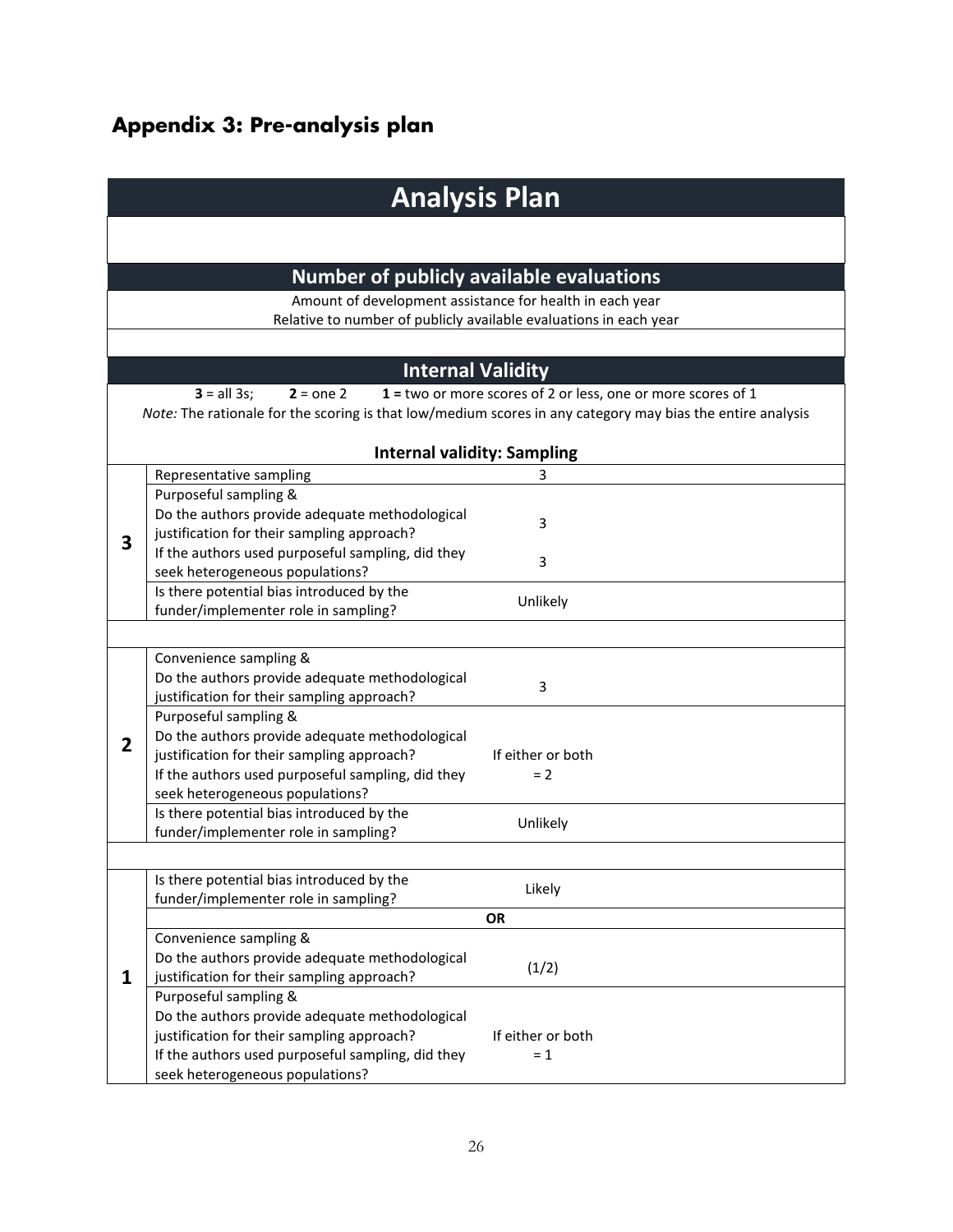## Appendix 3: Pre-analysis plan

| Analysis Plan | | |
|---|---|---|
| | | |
| **Number of publicly available evaluations** | | |
| Amount of development assistance for health in each year<br>Relative to number of publicly available evaluations in each year | | |
| | | |
| **Internal Validity** | | |
| **3** = all 3s; **2** = one 2 **1 =** two or more scores of 2 or less, one or more scores of 1<br>*Note:* The rationale for the scoring is that low/medium scores in any category may bias the entire analysis | | |
| **Internal validity: Sampling** | | |
| **3** | Representative sampling | 3 |
| | Purposeful sampling &<br>Do the authors provide adequate methodological justification for their sampling approach?<br>If the authors used purposeful sampling, did they seek heterogeneous populations? | 3<br><br>3 |
| | Is there potential bias introduced by the funder/implementer role in sampling? | Unlikely |
| | | |
| **2** | Convenience sampling &<br>Do the authors provide adequate methodological justification for their sampling approach? | 3 |
| | Purposeful sampling &<br>Do the authors provide adequate methodological justification for their sampling approach?<br>If the authors used purposeful sampling, did they seek heterogeneous populations? | If either or both = 2 |
| | Is there potential bias introduced by the funder/implementer role in sampling? | Unlikely |
| | | |
| **1** | Is there potential bias introduced by the funder/implementer role in sampling? | Likely |
| | **OR** | |
| | Convenience sampling &<br>Do the authors provide adequate methodological justification for their sampling approach? | (1/2) |
| | Purposeful sampling &<br>Do the authors provide adequate methodological justification for their sampling approach?<br>If the authors used purposeful sampling, did they seek heterogeneous populations? | If either or both = 1 |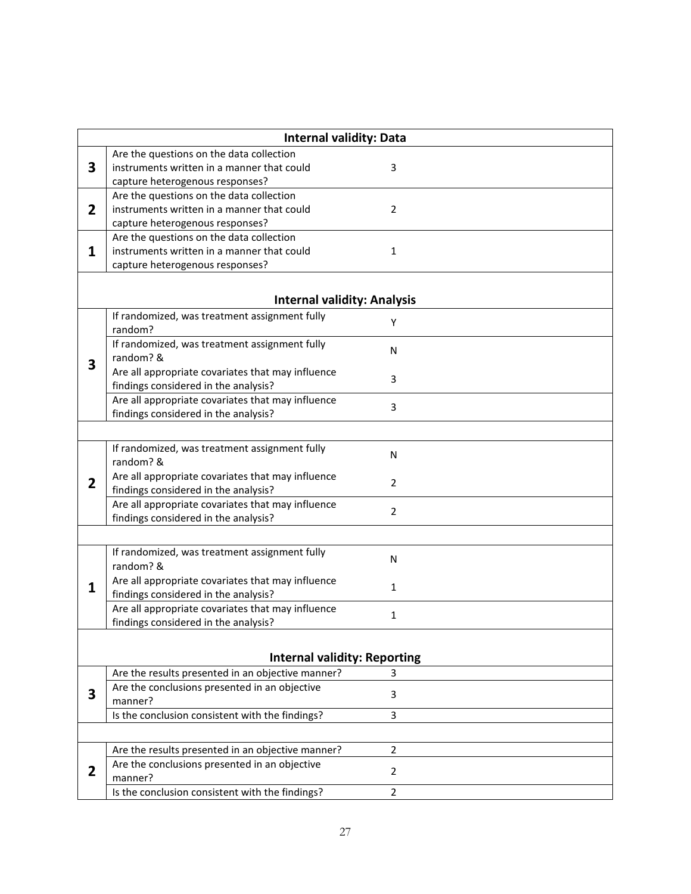| Internal validity: Data | | |
|---|---|---|
| **3** | Are the questions on the data collection instruments written in a manner that could capture heterogenous responses? | 3 |
| **2** | Are the questions on the data collection instruments written in a manner that could capture heterogenous responses? | 2 |
| **1** | Are the questions on the data collection instruments written in a manner that could capture heterogenous responses? | 1 |

| Internal validity: Analysis | | |
|---|---|---|
| **3** | If randomized, was treatment assignment fully random? | Y |
| | If randomized, was treatment assignment fully random? & | N |
| | Are all appropriate covariates that may influence findings considered in the analysis? | 3 |
| | Are all appropriate covariates that may influence findings considered in the analysis? | 3 |
| | | |
| **2** | If randomized, was treatment assignment fully random? & | N |
| | Are all appropriate covariates that may influence findings considered in the analysis? | 2 |
| | Are all appropriate covariates that may influence findings considered in the analysis? | 2 |
| | | |
| **1** | If randomized, was treatment assignment fully random? & | N |
| | Are all appropriate covariates that may influence findings considered in the analysis? | 1 |
| | Are all appropriate covariates that may influence findings considered in the analysis? | 1 |

| Internal validity: Reporting | | |
|---|---|---|
| **3** | Are the results presented in an objective manner? | 3 |
| | Are the conclusions presented in an objective manner? | 3 |
| | Is the conclusion consistent with the findings? | 3 |
| | | |
| **2** | Are the results presented in an objective manner? | 2 |
| | Are the conclusions presented in an objective manner? | 2 |
| | Is the conclusion consistent with the findings? | 2 |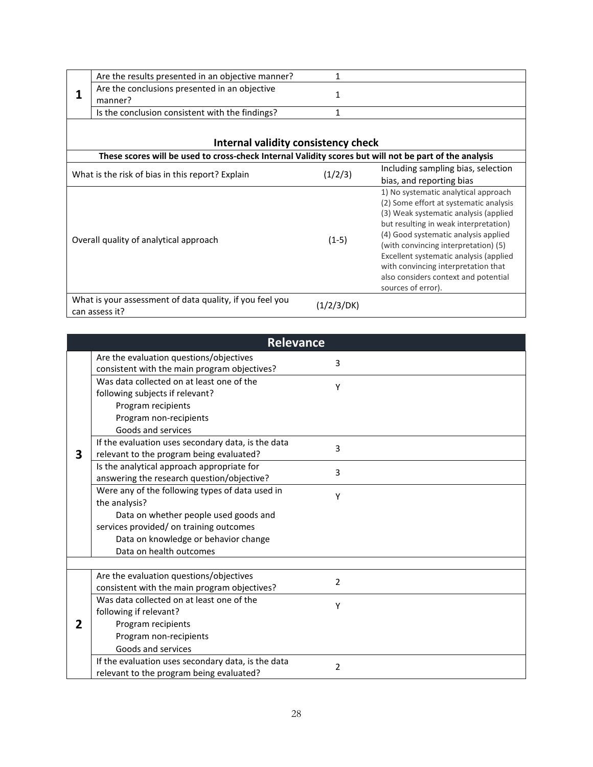| | | | |
|---|---|---|---|
| **1** | Are the results presented in an objective manner? | 1 | |
| | Are the conclusions presented in an objective manner? | 1 | |
| | Is the conclusion consistent with the findings? | 1 | |

### Internal validity consistency check

**These scores will be used to cross-check Internal Validity scores but will not be part of the analysis**

| | | |
|---|---|---|
| What is the risk of bias in this report? Explain | (1/2/3) | Including sampling bias, selection bias, and reporting bias |
| Overall quality of analytical approach | (1-5) | 1) No systematic analytical approach (2) Some effort at systematic analysis (3) Weak systematic analysis (applied but resulting in weak interpretation) (4) Good systematic analysis applied (with convincing interpretation) (5) Excellent systematic analysis (applied with convincing interpretation that also considers context and potential sources of error). |
| What is your assessment of data quality, if you feel you can assess it? | (1/2/3/DK) | |

## Relevance

| | | | |
|---|---|---|---|
| **3** | Are the evaluation questions/objectives consistent with the main program objectives? | 3 | |
| | Was data collected on at least one of the following subjects if relevant?<br>Program recipients<br>Program non-recipients<br>Goods and services | Y | |
| | If the evaluation uses secondary data, is the data relevant to the program being evaluated? | 3 | |
| | Is the analytical approach appropriate for answering the research question/objective? | 3 | |
| | Were any of the following types of data used in the analysis?<br>Data on whether people used goods and services provided/ on training outcomes<br>Data on knowledge or behavior change<br>Data on health outcomes | Y | |
| | | | |
| **2** | Are the evaluation questions/objectives consistent with the main program objectives? | 2 | |
| | Was data collected on at least one of the following if relevant?<br>Program recipients<br>Program non-recipients<br>Goods and services | Y | |
| | If the evaluation uses secondary data, is the data relevant to the program being evaluated? | 2 | |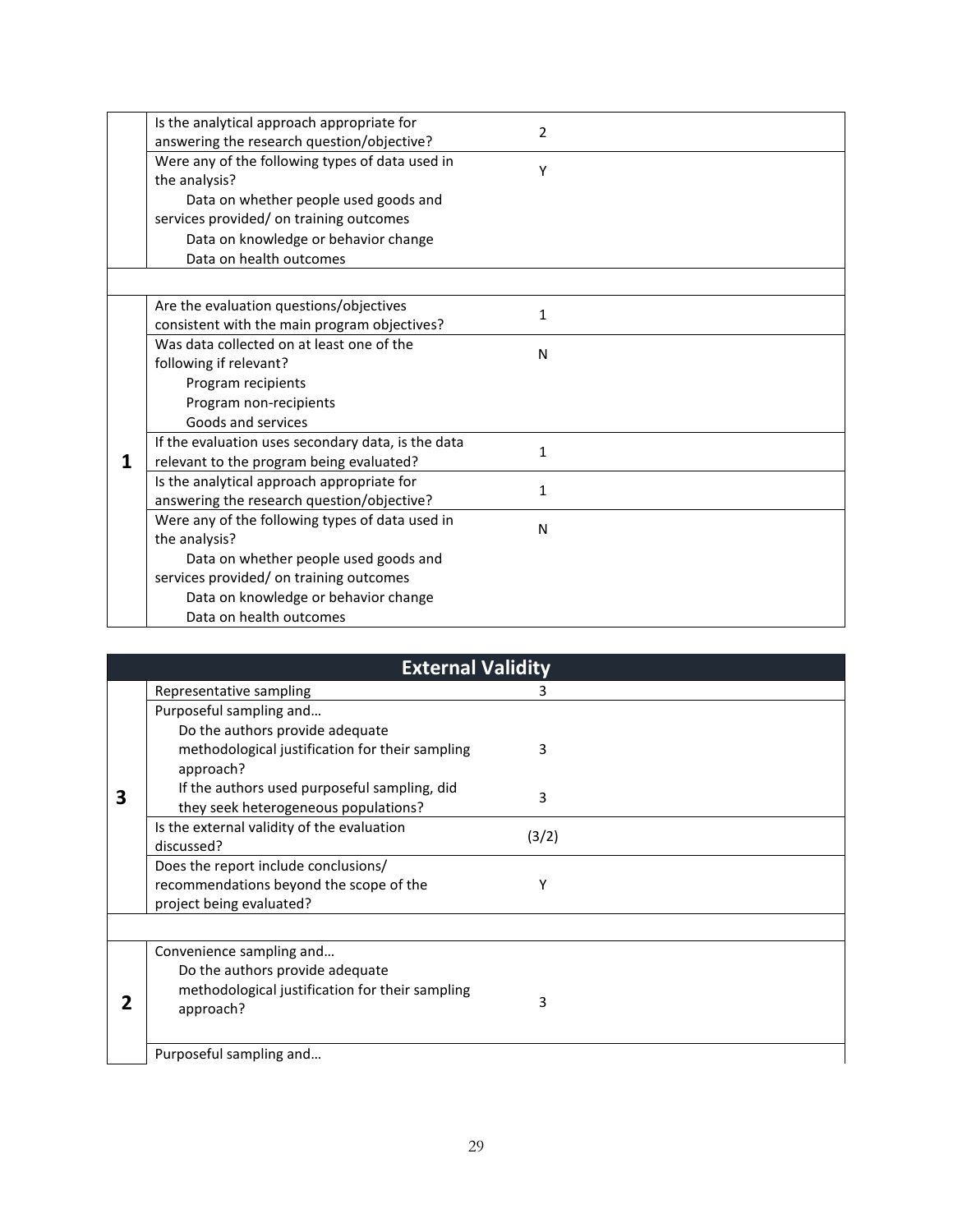| | | | |
|---|---|---|---|
| | Is the analytical approach appropriate for answering the research question/objective? | 2 | |
| | Were any of the following types of data used in the analysis?<br>Data on whether people used goods and services provided/ on training outcomes<br>Data on knowledge or behavior change<br>Data on health outcomes | Y | |
| | | | |
| **1** | Are the evaluation questions/objectives consistent with the main program objectives? | 1 | |
| | Was data collected on at least one of the following if relevant?<br>Program recipients<br>Program non-recipients<br>Goods and services | N | |
| | If the evaluation uses secondary data, is the data relevant to the program being evaluated? | 1 | |
| | Is the analytical approach appropriate for answering the research question/objective? | 1 | |
| | Were any of the following types of data used in the analysis?<br>Data on whether people used goods and services provided/ on training outcomes<br>Data on knowledge or behavior change<br>Data on health outcomes | N | |

| External Validity | | | |
|---|---|---|---|
| **3** | Representative sampling | 3 | |
| | Purposeful sampling and…<br>Do the authors provide adequate methodological justification for their sampling approach? | 3 | |
| | If the authors used purposeful sampling, did they seek heterogeneous populations? | 3 | |
| | Is the external validity of the evaluation discussed? | (3/2) | |
| | Does the report include conclusions/ recommendations beyond the scope of the project being evaluated? | Y | |
| | | | |
| **2** | Convenience sampling and…<br>Do the authors provide adequate methodological justification for their sampling approach? | 3 | |
| | Purposeful sampling and… | | |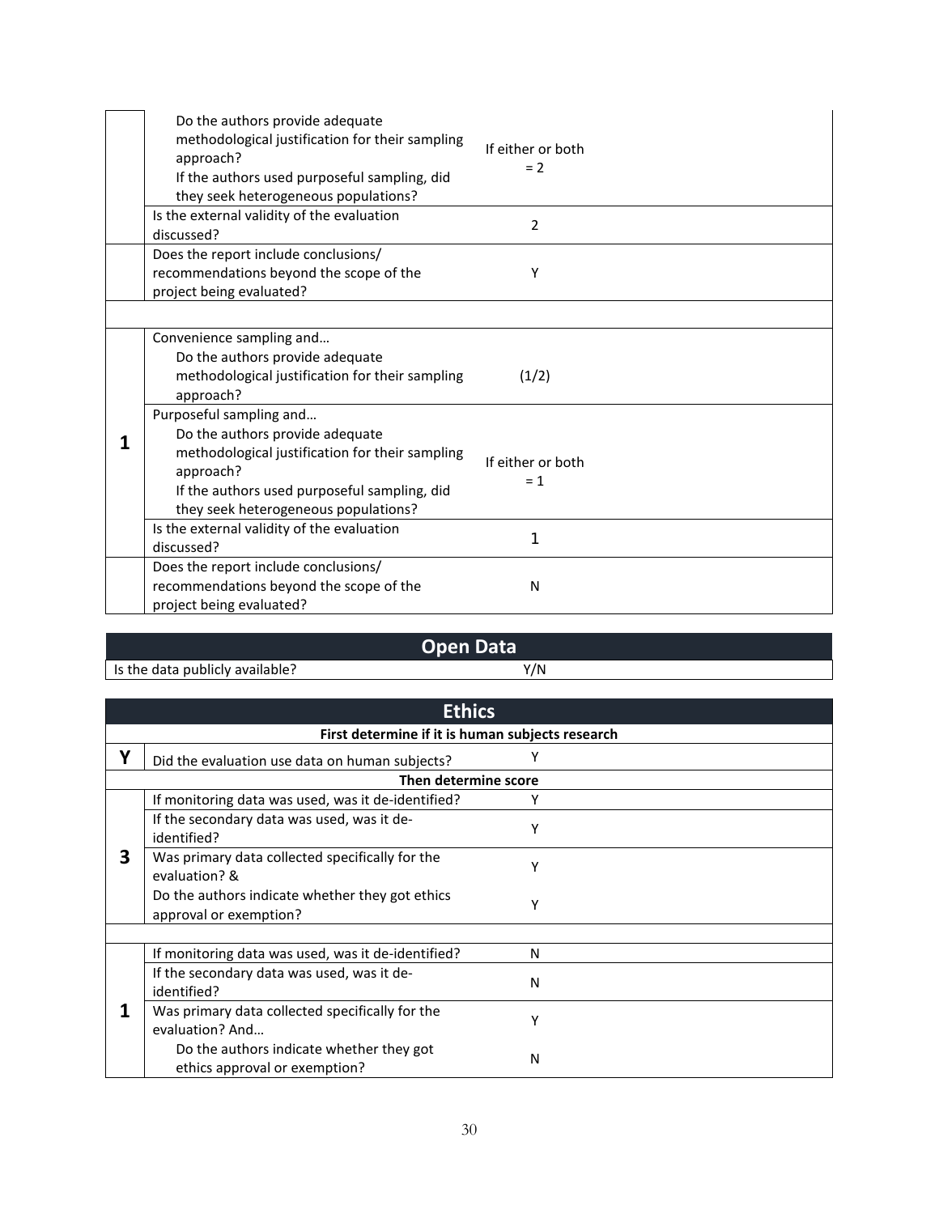| | | |
|---|---|---|
| | Do the authors provide adequate methodological justification for their sampling approach? <br> If the authors used purposeful sampling, did they seek heterogeneous populations? | If either or both = 2 |
| | Is the external validity of the evaluation discussed? | 2 |
| | Does the report include conclusions/ recommendations beyond the scope of the project being evaluated? | Y |
| | | |
| **1** | Convenience sampling and… <br> Do the authors provide adequate methodological justification for their sampling approach? | (1/2) |
| | Purposeful sampling and… <br> Do the authors provide adequate methodological justification for their sampling approach? <br> If the authors used purposeful sampling, did they seek heterogeneous populations? | If either or both = 1 |
| | Is the external validity of the evaluation discussed? | 1 |
| | Does the report include conclusions/ recommendations beyond the scope of the project being evaluated? | N |

## Open Data

| | |
|---|---|
| Is the data publicly available? | Y/N |

## Ethics

| | | |
|---|---|---|
| | **First determine if it is human subjects research** | |
| **Y** | Did the evaluation use data on human subjects? | Y |
| | **Then determine score** | |
| **3** | If monitoring data was used, was it de-identified? | Y |
| | If the secondary data was used, was it de-identified? | Y |
| | Was primary data collected specifically for the evaluation? & | Y |
| | Do the authors indicate whether they got ethics approval or exemption? | Y |
| | | |
| **1** | If monitoring data was used, was it de-identified? | N |
| | If the secondary data was used, was it de-identified? | N |
| | Was primary data collected specifically for the evaluation? And… | Y |
| | Do the authors indicate whether they got ethics approval or exemption? | N |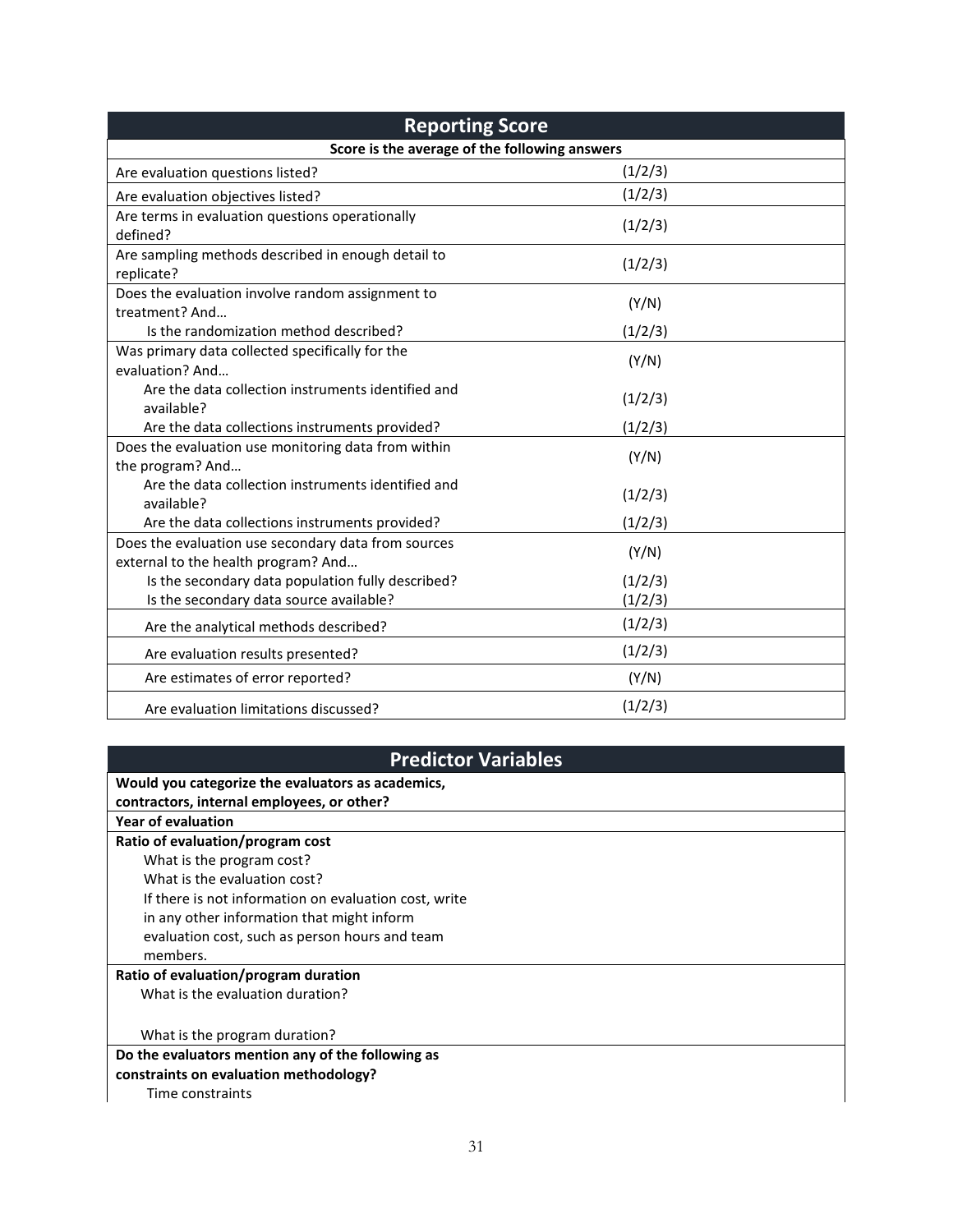| Reporting Score | |
|---|---|
| **Score is the average of the following answers** | |
| Are evaluation questions listed? | (1/2/3) |
| Are evaluation objectives listed? | (1/2/3) |
| Are terms in evaluation questions operationally defined? | (1/2/3) |
| Are sampling methods described in enough detail to replicate? | (1/2/3) |
| Does the evaluation involve random assignment to treatment? And… | (Y/N) |
| Is the randomization method described? | (1/2/3) |
| Was primary data collected specifically for the evaluation? And… | (Y/N) |
| Are the data collection instruments identified and available? | (1/2/3) |
| Are the data collections instruments provided? | (1/2/3) |
| Does the evaluation use monitoring data from within the program? And… | (Y/N) |
| Are the data collection instruments identified and available? | (1/2/3) |
| Are the data collections instruments provided? | (1/2/3) |
| Does the evaluation use secondary data from sources external to the health program? And… | (Y/N) |
| Is the secondary data population fully described? | (1/2/3) |
| Is the secondary data source available? | (1/2/3) |
| Are the analytical methods described? | (1/2/3) |
| Are evaluation results presented? | (1/2/3) |
| Are estimates of error reported? | (Y/N) |
| Are evaluation limitations discussed? | (1/2/3) |

| Predictor Variables |
|---|
| **Would you categorize the evaluators as academics, contractors, internal employees, or other?** |
| **Year of evaluation** |
| **Ratio of evaluation/program cost** |
| What is the program cost? |
| What is the evaluation cost? |
| If there is not information on evaluation cost, write in any other information that might inform evaluation cost, such as person hours and team members. |
| **Ratio of evaluation/program duration** |
| What is the evaluation duration? |
| What is the program duration? |
| **Do the evaluators mention any of the following as constraints on evaluation methodology?** |
| Time constraints |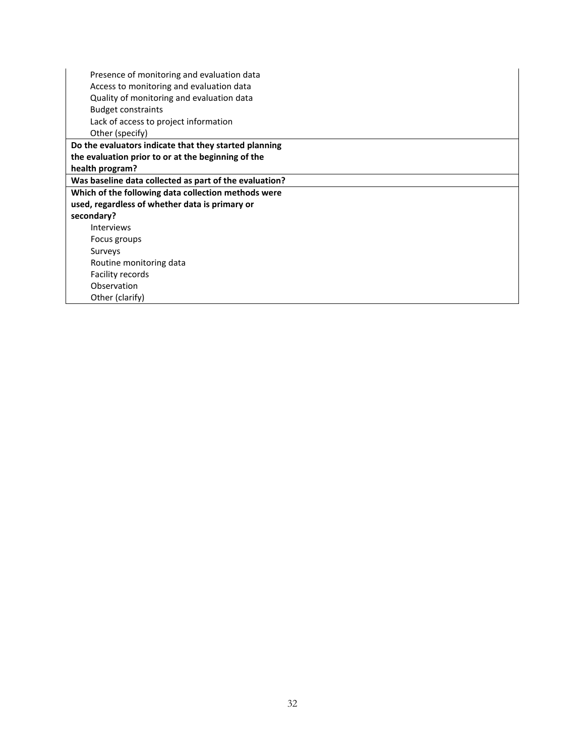| | |
|---|---|
| Presence of monitoring and evaluation data<br>Access to monitoring and evaluation data<br>Quality of monitoring and evaluation data<br>Budget constraints<br>Lack of access to project information<br>Other (specify) | |
| **Do the evaluators indicate that they started planning the evaluation prior to or at the beginning of the health program?** | |
| **Was baseline data collected as part of the evaluation?** | |
| **Which of the following data collection methods were used, regardless of whether data is primary or secondary?**<br>Interviews<br>Focus groups<br>Surveys<br>Routine monitoring data<br>Facility records<br>Observation<br>Other (clarify) | |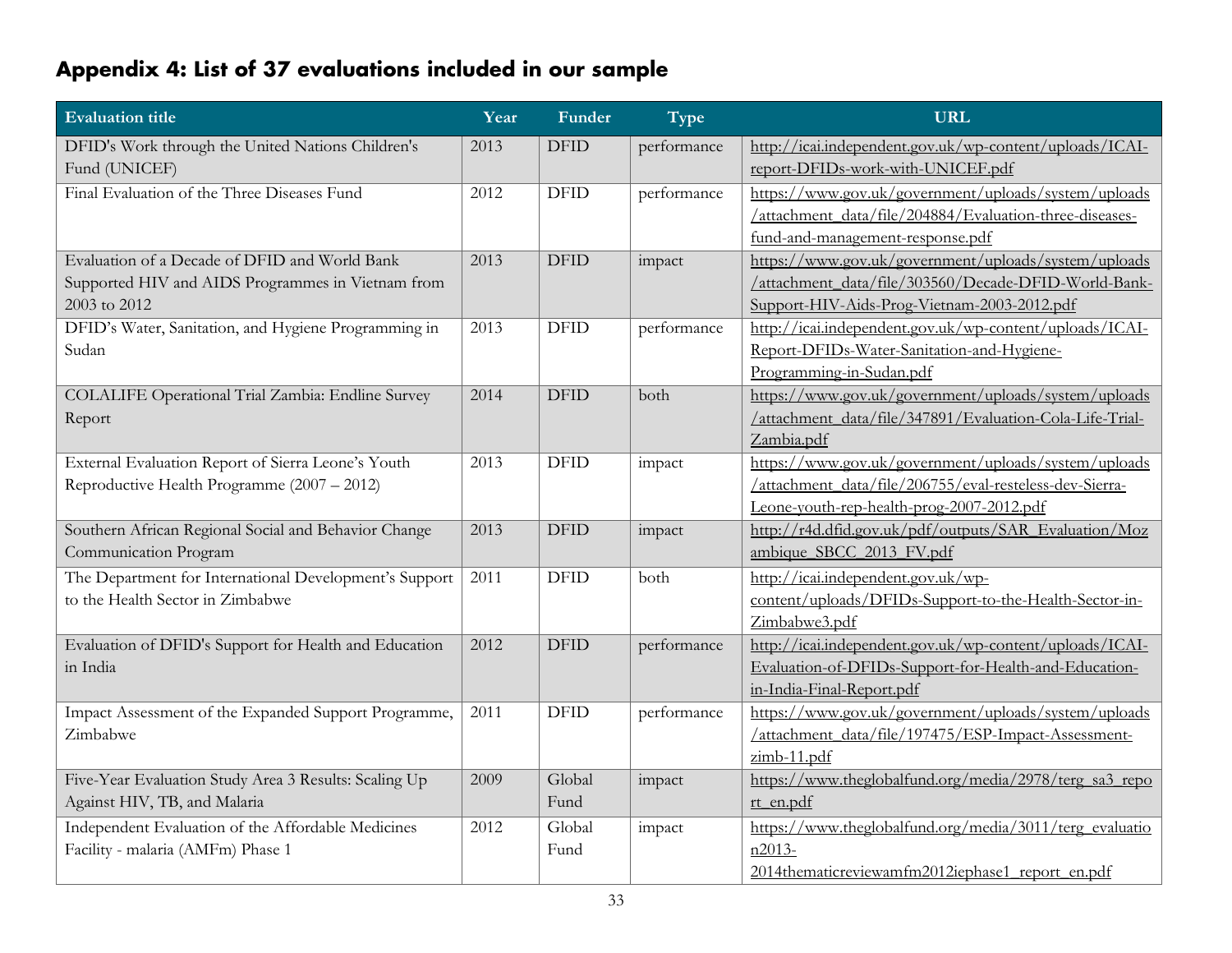## Appendix 4: List of 37 evaluations included in our sample

| Evaluation title | Year | Funder | Type | URL |
|---|---|---|---|---|
| DFID's Work through the United Nations Children's Fund (UNICEF) | 2013 | DFID | performance | http://icai.independent.gov.uk/wp-content/uploads/ICAI-report-DFIDs-work-with-UNICEF.pdf |
| Final Evaluation of the Three Diseases Fund | 2012 | DFID | performance | https://www.gov.uk/government/uploads/system/uploads/attachment_data/file/204884/Evaluation-three-diseases-fund-and-management-response.pdf |
| Evaluation of a Decade of DFID and World Bank Supported HIV and AIDS Programmes in Vietnam from 2003 to 2012 | 2013 | DFID | impact | https://www.gov.uk/government/uploads/system/uploads/attachment_data/file/303560/Decade-DFID-World-Bank-Support-HIV-Aids-Prog-Vietnam-2003-2012.pdf |
| DFID's Water, Sanitation, and Hygiene Programming in Sudan | 2013 | DFID | performance | http://icai.independent.gov.uk/wp-content/uploads/ICAI-Report-DFIDs-Water-Sanitation-and-Hygiene-Programming-in-Sudan.pdf |
| COLALIFE Operational Trial Zambia: Endline Survey Report | 2014 | DFID | both | https://www.gov.uk/government/uploads/system/uploads/attachment_data/file/347891/Evaluation-Cola-Life-Trial-Zambia.pdf |
| External Evaluation Report of Sierra Leone's Youth Reproductive Health Programme (2007 – 2012) | 2013 | DFID | impact | https://www.gov.uk/government/uploads/system/uploads/attachment_data/file/206755/eval-resteless-dev-Sierra-Leone-youth-rep-health-prog-2007-2012.pdf |
| Southern African Regional Social and Behavior Change Communication Program | 2013 | DFID | impact | http://r4d.dfid.gov.uk/pdf/outputs/SAR_Evaluation/Mozambique_SBCC_2013_FV.pdf |
| The Department for International Development's Support to the Health Sector in Zimbabwe | 2011 | DFID | both | http://icai.independent.gov.uk/wp-content/uploads/DFIDs-Support-to-the-Health-Sector-in-Zimbabwe3.pdf |
| Evaluation of DFID's Support for Health and Education in India | 2012 | DFID | performance | http://icai.independent.gov.uk/wp-content/uploads/ICAI-Evaluation-of-DFIDs-Support-for-Health-and-Education-in-India-Final-Report.pdf |
| Impact Assessment of the Expanded Support Programme, Zimbabwe | 2011 | DFID | performance | https://www.gov.uk/government/uploads/system/uploads/attachment_data/file/197475/ESP-Impact-Assessment-zimb-11.pdf |
| Five-Year Evaluation Study Area 3 Results: Scaling Up Against HIV, TB, and Malaria | 2009 | Global Fund | impact | https://www.theglobalfund.org/media/2978/terg_sa3_report_en.pdf |
| Independent Evaluation of the Affordable Medicines Facility - malaria (AMFm) Phase 1 | 2012 | Global Fund | impact | https://www.theglobalfund.org/media/3011/terg_evaluation2013-2014thematicreviewamfm2012iephase1_report_en.pdf |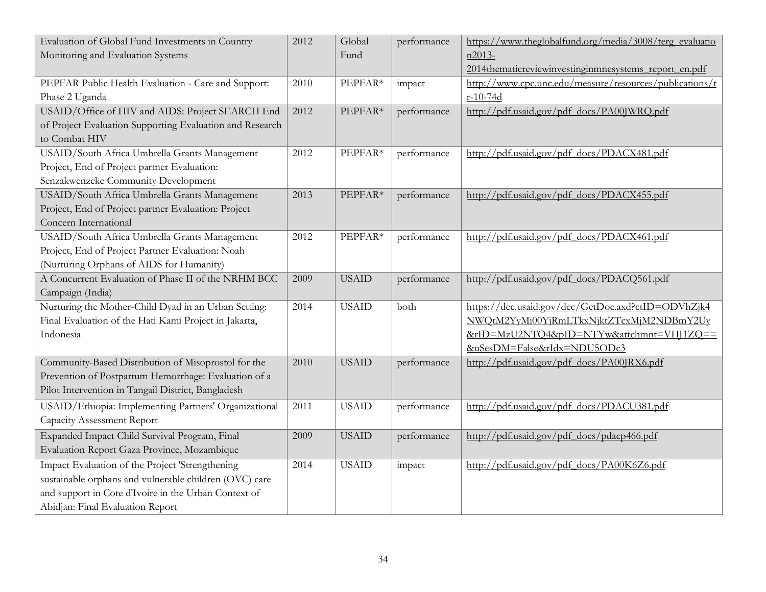| Evaluation of Global Fund Investments in Country Monitoring and Evaluation Systems | 2012 | Global Fund | performance | https://www.theglobalfund.org/media/3008/terg_evaluation2013-2014thematicreviewinvestinginmnesystems_report_en.pdf |
|---|---|---|---|---|
| PEPFAR Public Health Evaluation - Care and Support: Phase 2 Uganda | 2010 | PEPFAR* | impact | http://www.cpc.unc.edu/measure/resources/publications/tr-10-74d |
| USAID/Office of HIV and AIDS: Project SEARCH End of Project Evaluation Supporting Evaluation and Research to Combat HIV | 2012 | PEPFAR* | performance | http://pdf.usaid.gov/pdf_docs/PA00JWRQ.pdf |
| USAID/South Africa Umbrella Grants Management Project, End of Project partner Evaluation: Senzakwenzeke Community Development | 2012 | PEPFAR* | performance | http://pdf.usaid.gov/pdf_docs/PDACX481.pdf |
| USAID/South Africa Umbrella Grants Management Project, End of Project partner Evaluation: Project Concern International | 2013 | PEPFAR* | performance | http://pdf.usaid.gov/pdf_docs/PDACX455.pdf |
| USAID/South Africa Umbrella Grants Management Project, End of Project Partner Evaluation: Noah (Nurturing Orphans of AIDS for Humanity) | 2012 | PEPFAR* | performance | http://pdf.usaid.gov/pdf_docs/PDACX461.pdf |
| A Concurrent Evaluation of Phase II of the NRHM BCC Campaign (India) | 2009 | USAID | performance | http://pdf.usaid.gov/pdf_docs/PDACQ561.pdf |
| Nurturing the Mother-Child Dyad in an Urban Setting: Final Evaluation of the Hati Kami Project in Jakarta, Indonesia | 2014 | USAID | both | https://dec.usaid.gov/dec/GetDoc.axd?ctID=ODVhZjk4NWQtM2YyMi00YjRmLTkxNjktZTcxMjM2NDBmY2Uy&rID=MzU2NTQ4&pID=NTYw&attchmnt=VHJ1ZQ==&uSesDM=False&rIdx=NDU5ODc3 |
| Community-Based Distribution of Misoprostol for the Prevention of Postpartum Hemorrhage: Evaluation of a Pilot Intervention in Tangail District, Bangladesh | 2010 | USAID | performance | http://pdf.usaid.gov/pdf_docs/PA00JRX6.pdf |
| USAID/Ethiopia: Implementing Partners' Organizational Capacity Assessment Report | 2011 | USAID | performance | http://pdf.usaid.gov/pdf_docs/PDACU381.pdf |
| Expanded Impact Child Survival Program, Final Evaluation Report Gaza Province, Mozambique | 2009 | USAID | performance | http://pdf.usaid.gov/pdf_docs/pdacp466.pdf |
| Impact Evaluation of the Project 'Strengthening sustainable orphans and vulnerable children (OVC) care and support in Cote d'Ivoire in the Urban Context of Abidjan: Final Evaluation Report | 2014 | USAID | impact | http://pdf.usaid.gov/pdf_docs/PA00K6Z6.pdf |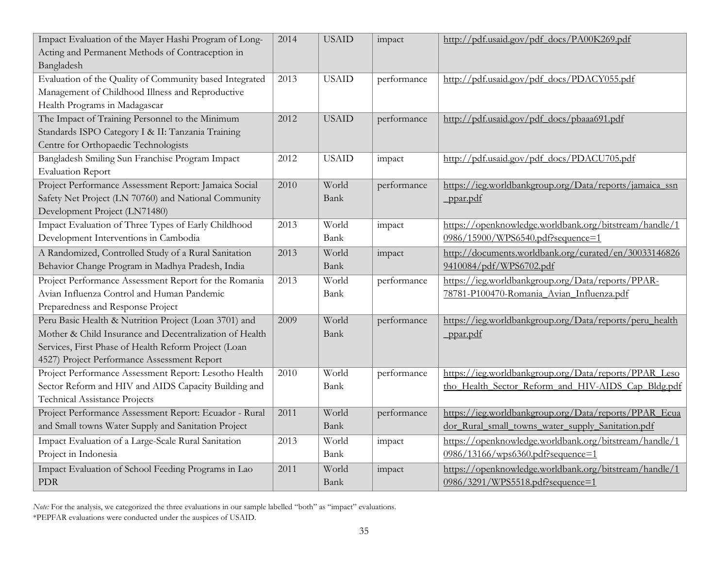| | | | | |
|---|---|---|---|---|
| Impact Evaluation of the Mayer Hashi Program of Long-Acting and Permanent Methods of Contraception in Bangladesh | 2014 | USAID | impact | http://pdf.usaid.gov/pdf_docs/PA00K269.pdf |
| Evaluation of the Quality of Community based Integrated Management of Childhood Illness and Reproductive Health Programs in Madagascar | 2013 | USAID | performance | http://pdf.usaid.gov/pdf_docs/PDACY055.pdf |
| The Impact of Training Personnel to the Minimum Standards ISPO Category I & II: Tanzania Training Centre for Orthopaedic Technologists | 2012 | USAID | performance | http://pdf.usaid.gov/pdf_docs/pbaaa691.pdf |
| Bangladesh Smiling Sun Franchise Program Impact Evaluation Report | 2012 | USAID | impact | http://pdf.usaid.gov/pdf_docs/PDACU705.pdf |
| Project Performance Assessment Report: Jamaica Social Safety Net Project (LN 70760) and National Community Development Project (LN71480) | 2010 | World Bank | performance | https://ieg.worldbankgroup.org/Data/reports/jamaica_ssn_ppar.pdf |
| Impact Evaluation of Three Types of Early Childhood Development Interventions in Cambodia | 2013 | World Bank | impact | https://openknowledge.worldbank.org/bitstream/handle/10986/15900/WPS6540.pdf?sequence=1 |
| A Randomized, Controlled Study of a Rural Sanitation Behavior Change Program in Madhya Pradesh, India | 2013 | World Bank | impact | http://documents.worldbank.org/curated/en/300331468269410084/pdf/WPS6702.pdf |
| Project Performance Assessment Report for the Romania Avian Influenza Control and Human Pandemic Preparedness and Response Project | 2013 | World Bank | performance | https://ieg.worldbankgroup.org/Data/reports/PPAR-78781-P100470-Romania_Avian_Influenza.pdf |
| Peru Basic Health & Nutrition Project (Loan 3701) and Mother & Child Insurance and Decentralization of Health Services, First Phase of Health Reform Project (Loan 4527) Project Performance Assessment Report | 2009 | World Bank | performance | https://ieg.worldbankgroup.org/Data/reports/peru_health_ppar.pdf |
| Project Performance Assessment Report: Lesotho Health Sector Reform and HIV and AIDS Capacity Building and Technical Assistance Projects | 2010 | World Bank | performance | https://ieg.worldbankgroup.org/Data/reports/PPAR_Lesotho_Health_Sector_Reform_and_HIV-AIDS_Cap_Bldg.pdf |
| Project Performance Assessment Report: Ecuador - Rural and Small towns Water Supply and Sanitation Project | 2011 | World Bank | performance | https://ieg.worldbankgroup.org/Data/reports/PPAR_Ecuador_Rural_small_towns_water_supply_Sanitation.pdf |
| Impact Evaluation of a Large-Scale Rural Sanitation Project in Indonesia | 2013 | World Bank | impact | https://openknowledge.worldbank.org/bitstream/handle/10986/13166/wps6360.pdf?sequence=1 |
| Impact Evaluation of School Feeding Programs in Lao PDR | 2011 | World Bank | impact | https://openknowledge.worldbank.org/bitstream/handle/10986/3291/WPS5518.pdf?sequence=1 |

*Note:* For the analysis, we categorized the three evaluations in our sample labelled "both" as "impact" evaluations.
*PEPFAR evaluations were conducted under the auspices of USAID.